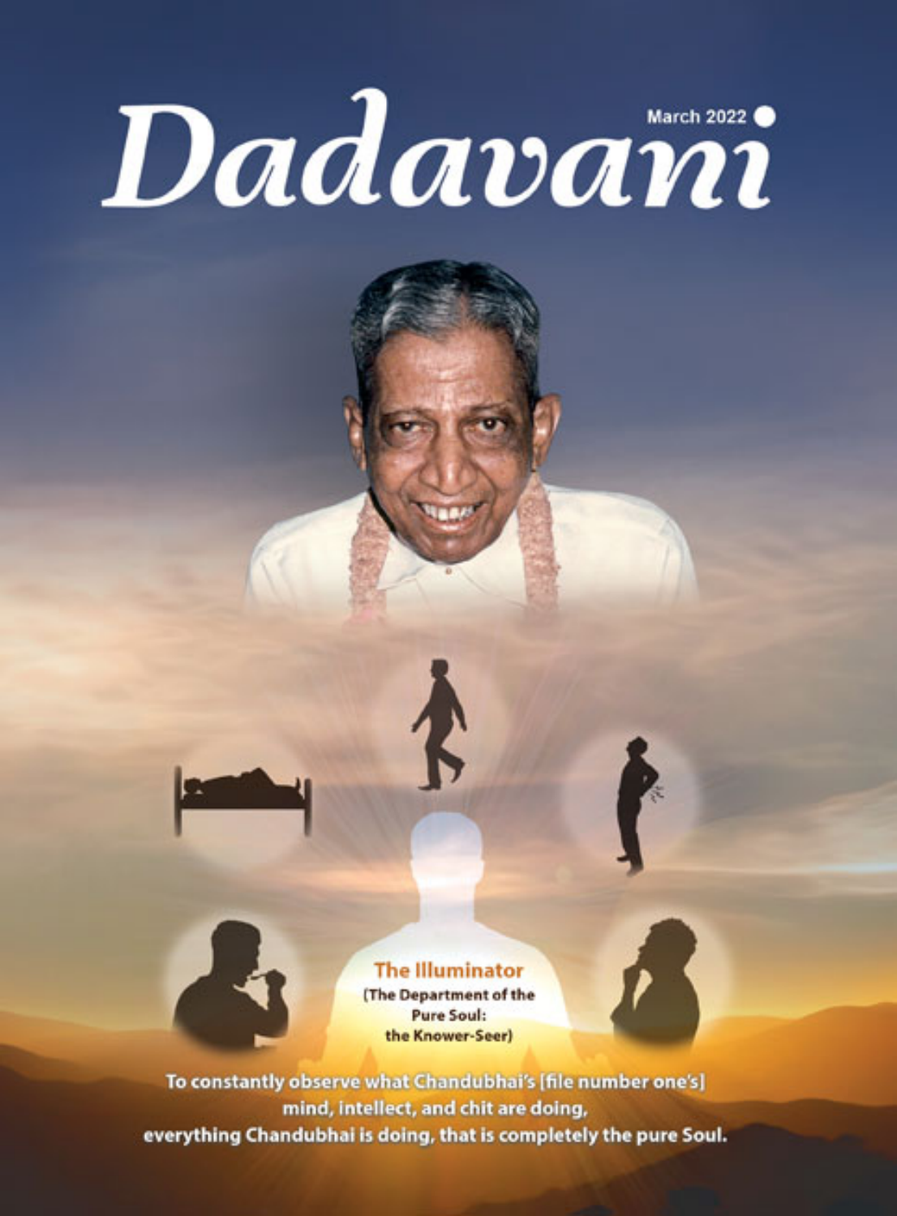# Dadavani

March 2022

**The Illuminator**
(The Department of the Pure Soul: the Knower-Seer)

**To constantly observe what Chandubhai's [file number one's] mind, intellect, and chit are doing, everything Chandubhai is doing, that is completely the pure Soul.**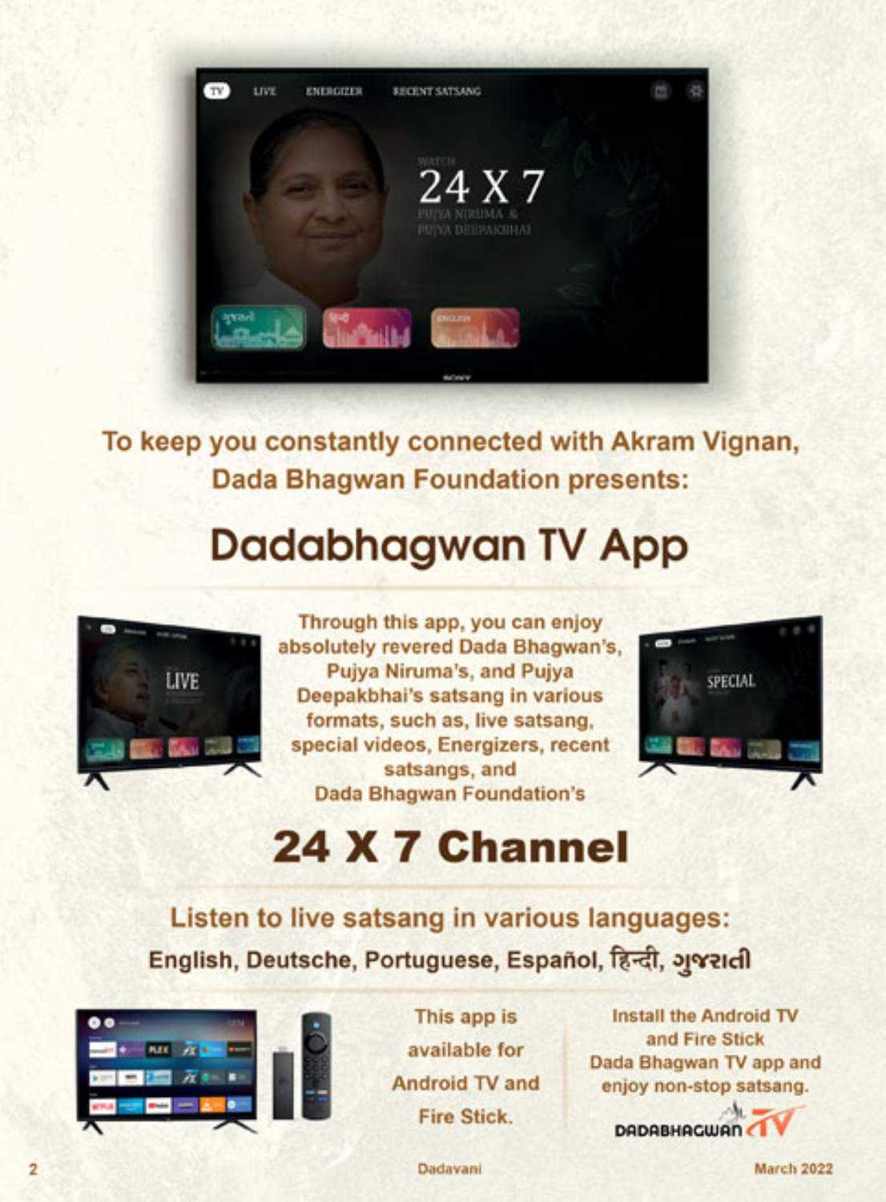To keep you constantly connected with Akram Vignan, Dada Bhagwan Foundation presents:

# Dadabhagwan TV App

Through this app, you can enjoy absolutely revered Dada Bhagwan's, Pujya Niruma's, and Pujya Deepakbhai's satsang in various formats, such as, live satsang, special videos, Energizers, recent satsangs, and Dada Bhagwan Foundation's

# 24 X 7 Channel

## Listen to live satsang in various languages:

**English, Deutsche, Portuguese, Español, हिन्दी, ગુજરાતી**

This app is available for Android TV and Fire Stick.

Install the Android TV and Fire Stick Dada Bhagwan TV app and enjoy non-stop satsang.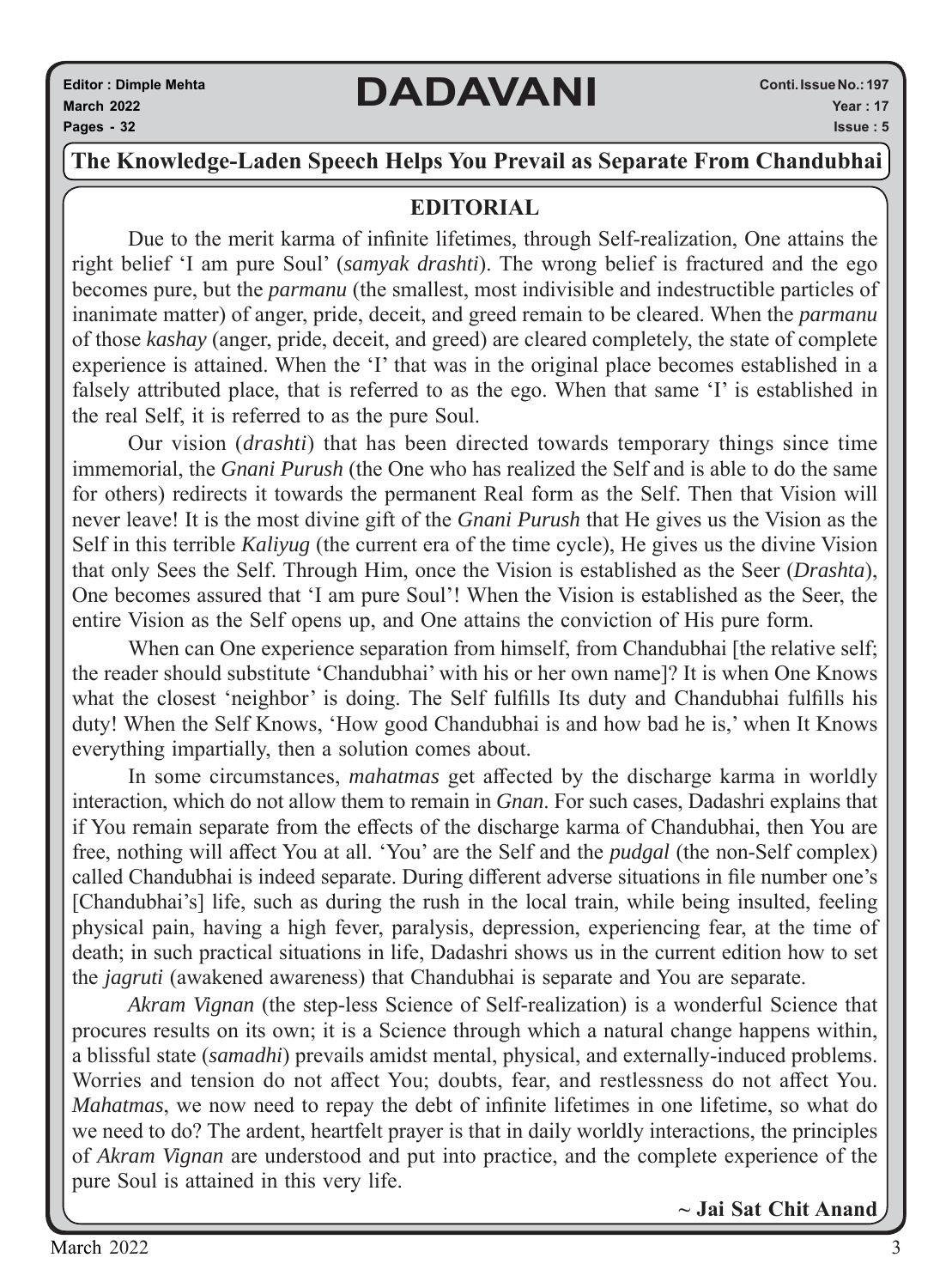# DADAVANI

Editor : Dimple Mehta
March 2022
Pages - 32

Conti. Issue No.: 197
Year : 17
Issue : 5

## The Knowledge-Laden Speech Helps You Prevail as Separate From Chandubhai

### EDITORIAL

Due to the merit karma of infinite lifetimes, through Self-realization, One attains the right belief 'I am pure Soul' (*samyak drashti*). The wrong belief is fractured and the ego becomes pure, but the *parmanu* (the smallest, most indivisible and indestructible particles of inanimate matter) of anger, pride, deceit, and greed remain to be cleared. When the *parmanu* of those *kashay* (anger, pride, deceit, and greed) are cleared completely, the state of complete experience is attained. When the 'I' that was in the original place becomes established in a falsely attributed place, that is referred to as the ego. When that same 'I' is established in the real Self, it is referred to as the pure Soul.

Our vision (*drashti*) that has been directed towards temporary things since time immemorial, the *Gnani Purush* (the One who has realized the Self and is able to do the same for others) redirects it towards the permanent Real form as the Self. Then that Vision will never leave! It is the most divine gift of the *Gnani Purush* that He gives us the Vision as the Self in this terrible *Kaliyug* (the current era of the time cycle), He gives us the divine Vision that only Sees the Self. Through Him, once the Vision is established as the Seer (*Drashta*), One becomes assured that 'I am pure Soul'! When the Vision is established as the Seer, the entire Vision as the Self opens up, and One attains the conviction of His pure form.

When can One experience separation from himself, from Chandubhai [the relative self; the reader should substitute 'Chandubhai' with his or her own name]? It is when One Knows what the closest 'neighbor' is doing. The Self fulfills Its duty and Chandubhai fulfills his duty! When the Self Knows, 'How good Chandubhai is and how bad he is,' when It Knows everything impartially, then a solution comes about.

In some circumstances, *mahatmas* get affected by the discharge karma in worldly interaction, which do not allow them to remain in *Gnan*. For such cases, Dadashri explains that if You remain separate from the effects of the discharge karma of Chandubhai, then You are free, nothing will affect You at all. 'You' are the Self and the *pudgal* (the non-Self complex) called Chandubhai is indeed separate. During different adverse situations in file number one's [Chandubhai's] life, such as during the rush in the local train, while being insulted, feeling physical pain, having a high fever, paralysis, depression, experiencing fear, at the time of death; in such practical situations in life, Dadashri shows us in the current edition how to set the *jagruti* (awakened awareness) that Chandubhai is separate and You are separate.

*Akram Vignan* (the step-less Science of Self-realization) is a wonderful Science that procures results on its own; it is a Science through which a natural change happens within, a blissful state (*samadhi*) prevails amidst mental, physical, and externally-induced problems. Worries and tension do not affect You; doubts, fear, and restlessness do not affect You. *Mahatmas*, we now need to repay the debt of infinite lifetimes in one lifetime, so what do we need to do? The ardent, heartfelt prayer is that in daily worldly interactions, the principles of *Akram Vignan* are understood and put into practice, and the complete experience of the pure Soul is attained in this very life.

**~ Jai Sat Chit Anand**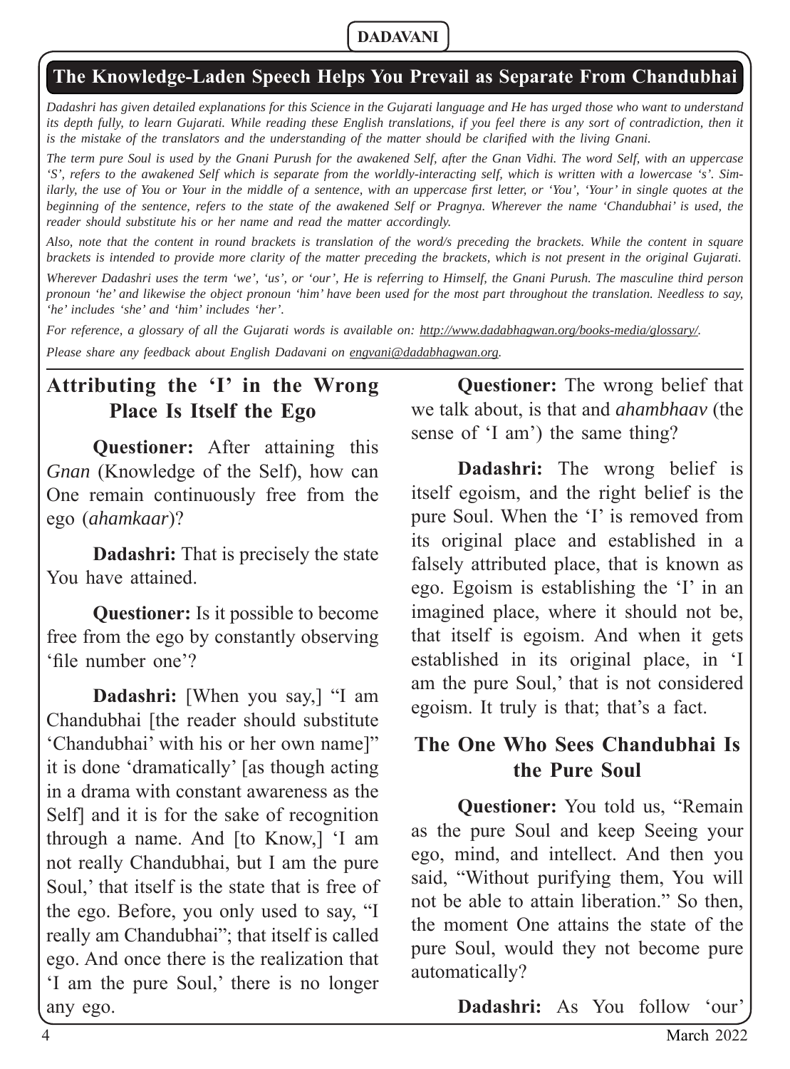## The Knowledge-Laden Speech Helps You Prevail as Separate From Chandubhai

*Dadashri has given detailed explanations for this Science in the Gujarati language and He has urged those who want to understand its depth fully, to learn Gujarati. While reading these English translations, if you feel there is any sort of contradiction, then it is the mistake of the translators and the understanding of the matter should be clarified with the living Gnani.*

*The term pure Soul is used by the Gnani Purush for the awakened Self, after the Gnan Vidhi. The word Self, with an uppercase 'S', refers to the awakened Self which is separate from the worldly-interacting self, which is written with a lowercase 's'. Similarly, the use of You or Your in the middle of a sentence, with an uppercase first letter, or 'You', 'Your' in single quotes at the beginning of the sentence, refers to the state of the awakened Self or Pragnya. Wherever the name 'Chandubhai' is used, the reader should substitute his or her name and read the matter accordingly.*

*Also, note that the content in round brackets is translation of the word/s preceding the brackets. While the content in square brackets is intended to provide more clarity of the matter preceding the brackets, which is not present in the original Gujarati.*

*Wherever Dadashri uses the term 'we', 'us', or 'our', He is referring to Himself, the Gnani Purush. The masculine third person pronoun 'he' and likewise the object pronoun 'him' have been used for the most part throughout the translation. Needless to say, 'he' includes 'she' and 'him' includes 'her'.*

*For reference, a glossary of all the Gujarati words is available on: http://www.dadabhagwan.org/books-media/glossary/.*

*Please share any feedback about English Dadavani on engvani@dadabhagwan.org.*

### Attributing the 'I' in the Wrong Place Is Itself the Ego

**Questioner:** After attaining this *Gnan* (Knowledge of the Self), how can One remain continuously free from the ego (*ahamkaar*)?

**Dadashri:** That is precisely the state You have attained.

**Questioner:** Is it possible to become free from the ego by constantly observing 'file number one'?

**Dadashri:** [When you say,] "I am Chandubhai [the reader should substitute 'Chandubhai' with his or her own name]" it is done 'dramatically' [as though acting in a drama with constant awareness as the Self] and it is for the sake of recognition through a name. And [to Know,] 'I am not really Chandubhai, but I am the pure Soul,' that itself is the state that is free of the ego. Before, you only used to say, "I really am Chandubhai"; that itself is called ego. And once there is the realization that 'I am the pure Soul,' there is no longer any ego.

**Questioner:** The wrong belief that we talk about, is that and *ahambhaav* (the sense of 'I am') the same thing?

**Dadashri:** The wrong belief is itself egoism, and the right belief is the pure Soul. When the 'I' is removed from its original place and established in a falsely attributed place, that is known as ego. Egoism is establishing the 'I' in an imagined place, where it should not be, that itself is egoism. And when it gets established in its original place, in 'I am the pure Soul,' that is not considered egoism. It truly is that; that's a fact.

### The One Who Sees Chandubhai Is the Pure Soul

**Questioner:** You told us, "Remain as the pure Soul and keep Seeing your ego, mind, and intellect. And then you said, "Without purifying them, You will not be able to attain liberation." So then, the moment One attains the state of the pure Soul, would they not become pure automatically?

**Dadashri:** As You follow 'our'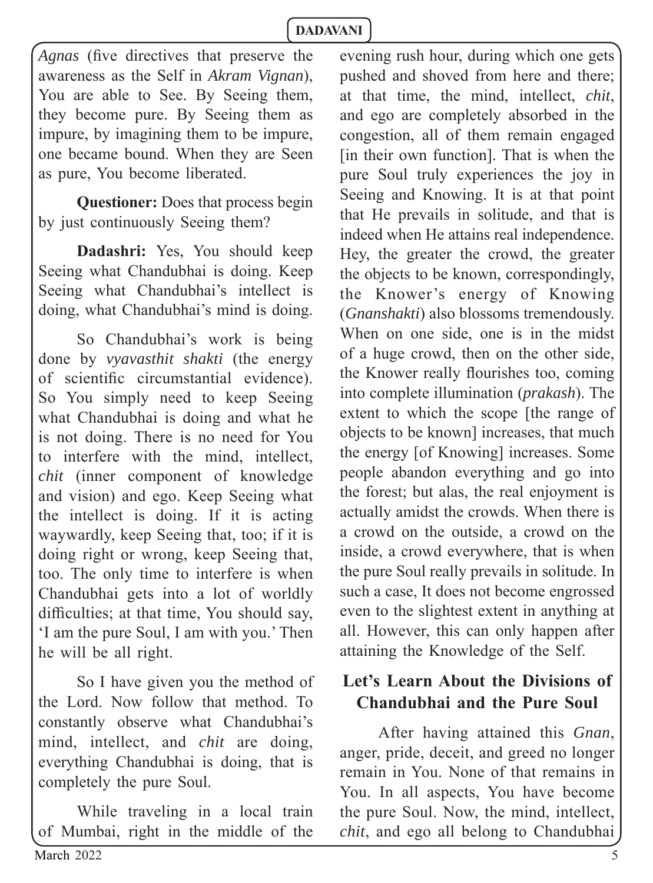*Agnas* (five directives that preserve the awareness as the Self in *Akram Vignan*), You are able to See. By Seeing them, they become pure. By Seeing them as impure, by imagining them to be impure, one became bound. When they are Seen as pure, You become liberated.

**Questioner:** Does that process begin by just continuously Seeing them?

**Dadashri:** Yes, You should keep Seeing what Chandubhai is doing. Keep Seeing what Chandubhai's intellect is doing, what Chandubhai's mind is doing.

So Chandubhai's work is being done by *vyavasthit shakti* (the energy of scientific circumstantial evidence). So You simply need to keep Seeing what Chandubhai is doing and what he is not doing. There is no need for You to interfere with the mind, intellect, *chit* (inner component of knowledge and vision) and ego. Keep Seeing what the intellect is doing. If it is acting waywardly, keep Seeing that, too; if it is doing right or wrong, keep Seeing that, too. The only time to interfere is when Chandubhai gets into a lot of worldly difficulties; at that time, You should say, 'I am the pure Soul, I am with you.' Then he will be all right.

So I have given you the method of the Lord. Now follow that method. To constantly observe what Chandubhai's mind, intellect, and *chit* are doing, everything Chandubhai is doing, that is completely the pure Soul.

While traveling in a local train of Mumbai, right in the middle of the evening rush hour, during which one gets pushed and shoved from here and there; at that time, the mind, intellect, *chit*, and ego are completely absorbed in the congestion, all of them remain engaged [in their own function]. That is when the pure Soul truly experiences the joy in Seeing and Knowing. It is at that point that He prevails in solitude, and that is indeed when He attains real independence. Hey, the greater the crowd, the greater the objects to be known, correspondingly, the Knower's energy of Knowing (*Gnanshakti*) also blossoms tremendously. When on one side, one is in the midst of a huge crowd, then on the other side, the Knower really flourishes too, coming into complete illumination (*prakash*). The extent to which the scope [the range of objects to be known] increases, that much the energy [of Knowing] increases. Some people abandon everything and go into the forest; but alas, the real enjoyment is actually amidst the crowds. When there is a crowd on the outside, a crowd on the inside, a crowd everywhere, that is when the pure Soul really prevails in solitude. In such a case, It does not become engrossed even to the slightest extent in anything at all. However, this can only happen after attaining the Knowledge of the Self.

## Let's Learn About the Divisions of Chandubhai and the Pure Soul

After having attained this *Gnan*, anger, pride, deceit, and greed no longer remain in You. None of that remains in You. In all aspects, You have become the pure Soul. Now, the mind, intellect, *chit*, and ego all belong to Chandubhai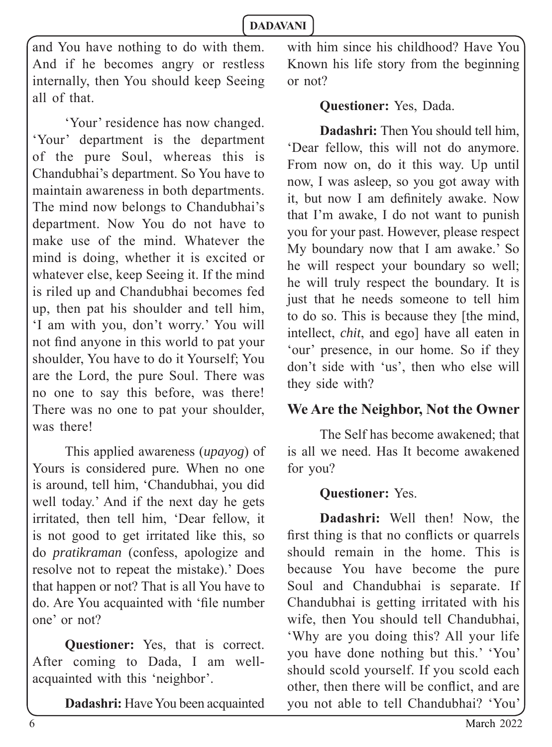and You have nothing to do with them. And if he becomes angry or restless internally, then You should keep Seeing all of that.

'Your' residence has now changed. 'Your' department is the department of the pure Soul, whereas this is Chandubhai's department. So You have to maintain awareness in both departments. The mind now belongs to Chandubhai's department. Now You do not have to make use of the mind. Whatever the mind is doing, whether it is excited or whatever else, keep Seeing it. If the mind is riled up and Chandubhai becomes fed up, then pat his shoulder and tell him, 'I am with you, don't worry.' You will not find anyone in this world to pat your shoulder, You have to do it Yourself; You are the Lord, the pure Soul. There was no one to say this before, was there! There was no one to pat your shoulder, was there!

This applied awareness (*upayog*) of Yours is considered pure. When no one is around, tell him, 'Chandubhai, you did well today.' And if the next day he gets irritated, then tell him, 'Dear fellow, it is not good to get irritated like this, so do *pratikraman* (confess, apologize and resolve not to repeat the mistake).' Does that happen or not? That is all You have to do. Are You acquainted with 'file number one' or not?

**Questioner:** Yes, that is correct. After coming to Dada, I am well-acquainted with this 'neighbor'.

**Dadashri:** Have You been acquainted with him since his childhood? Have You Known his life story from the beginning or not?

**Questioner:** Yes, Dada.

**Dadashri:** Then You should tell him, 'Dear fellow, this will not do anymore. From now on, do it this way. Up until now, I was asleep, so you got away with it, but now I am definitely awake. Now that I'm awake, I do not want to punish you for your past. However, please respect My boundary now that I am awake.' So he will respect your boundary so well; he will truly respect the boundary. It is just that he needs someone to tell him to do so. This is because they [the mind, intellect, *chit*, and ego] have all eaten in 'our' presence, in our home. So if they don't side with 'us', then who else will they side with?

## We Are the Neighbor, Not the Owner

The Self has become awakened; that is all we need. Has It become awakened for you?

**Questioner:** Yes.

**Dadashri:** Well then! Now, the first thing is that no conflicts or quarrels should remain in the home. This is because You have become the pure Soul and Chandubhai is separate. If Chandubhai is getting irritated with his wife, then You should tell Chandubhai, 'Why are you doing this? All your life you have done nothing but this.' 'You' should scold yourself. If you scold each other, then there will be conflict, and are you not able to tell Chandubhai? 'You'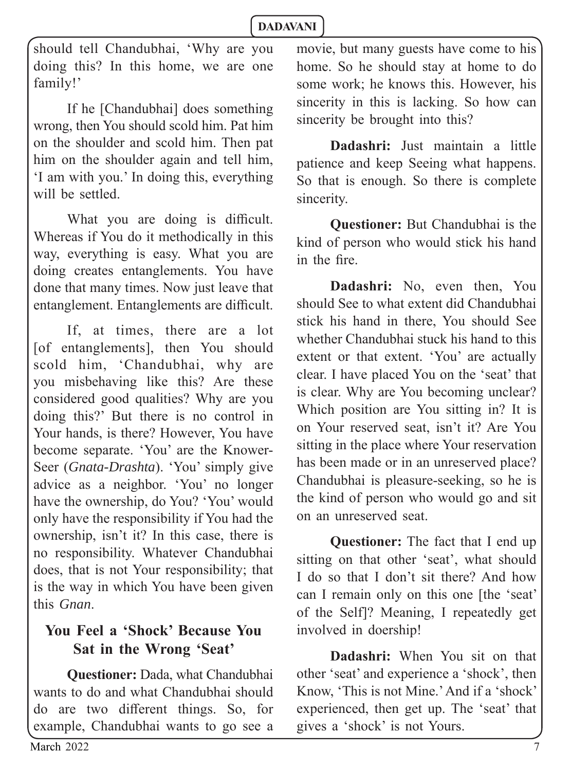should tell Chandubhai, 'Why are you doing this? In this home, we are one family!'

If he [Chandubhai] does something wrong, then You should scold him. Pat him on the shoulder and scold him. Then pat him on the shoulder again and tell him, 'I am with you.' In doing this, everything will be settled.

What you are doing is difficult. Whereas if You do it methodically in this way, everything is easy. What you are doing creates entanglements. You have done that many times. Now just leave that entanglement. Entanglements are difficult.

If, at times, there are a lot [of entanglements], then You should scold him, 'Chandubhai, why are you misbehaving like this? Are these considered good qualities? Why are you doing this?' But there is no control in Your hands, is there? However, You have become separate. 'You' are the Knower-Seer (*Gnata-Drashta*). 'You' simply give advice as a neighbor. 'You' no longer have the ownership, do You? 'You' would only have the responsibility if You had the ownership, isn't it? In this case, there is no responsibility. Whatever Chandubhai does, that is not Your responsibility; that is the way in which You have been given this *Gnan*.

## You Feel a 'Shock' Because You Sat in the Wrong 'Seat'

**Questioner:** Dada, what Chandubhai wants to do and what Chandubhai should do are two different things. So, for example, Chandubhai wants to go see a movie, but many guests have come to his home. So he should stay at home to do some work; he knows this. However, his sincerity in this is lacking. So how can sincerity be brought into this?

**Dadashri:** Just maintain a little patience and keep Seeing what happens. So that is enough. So there is complete sincerity.

**Questioner:** But Chandubhai is the kind of person who would stick his hand in the fire.

**Dadashri:** No, even then, You should See to what extent did Chandubhai stick his hand in there, You should See whether Chandubhai stuck his hand to this extent or that extent. 'You' are actually clear. I have placed You on the 'seat' that is clear. Why are You becoming unclear? Which position are You sitting in? It is on Your reserved seat, isn't it? Are You sitting in the place where Your reservation has been made or in an unreserved place? Chandubhai is pleasure-seeking, so he is the kind of person who would go and sit on an unreserved seat.

**Questioner:** The fact that I end up sitting on that other 'seat', what should I do so that I don't sit there? And how can I remain only on this one [the 'seat' of the Self]? Meaning, I repeatedly get involved in doership!

**Dadashri:** When You sit on that other 'seat' and experience a 'shock', then Know, 'This is not Mine.' And if a 'shock' experienced, then get up. The 'seat' that gives a 'shock' is not Yours.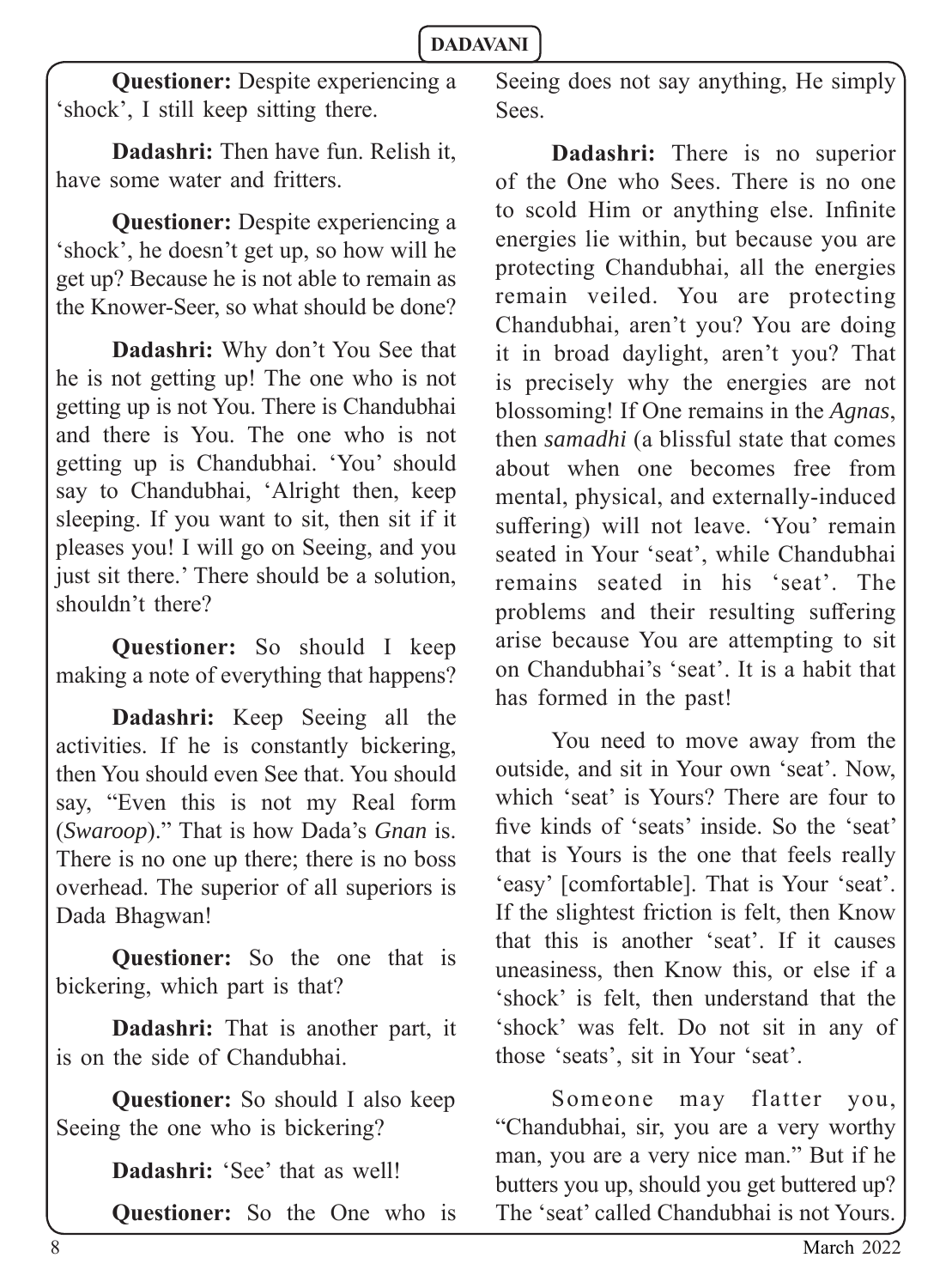**Questioner:** Despite experiencing a 'shock', I still keep sitting there.

**Dadashri:** Then have fun. Relish it, have some water and fritters.

**Questioner:** Despite experiencing a 'shock', he doesn't get up, so how will he get up? Because he is not able to remain as the Knower-Seer, so what should be done?

**Dadashri:** Why don't You See that he is not getting up! The one who is not getting up is not You. There is Chandubhai and there is You. The one who is not getting up is Chandubhai. 'You' should say to Chandubhai, 'Alright then, keep sleeping. If you want to sit, then sit if it pleases you! I will go on Seeing, and you just sit there.' There should be a solution, shouldn't there?

**Questioner:** So should I keep making a note of everything that happens?

**Dadashri:** Keep Seeing all the activities. If he is constantly bickering, then You should even See that. You should say, "Even this is not my Real form (*Swaroop*)." That is how Dada's *Gnan* is. There is no one up there; there is no boss overhead. The superior of all superiors is Dada Bhagwan!

**Questioner:** So the one that is bickering, which part is that?

**Dadashri:** That is another part, it is on the side of Chandubhai.

**Questioner:** So should I also keep Seeing the one who is bickering?

**Dadashri:** 'See' that as well!

**Questioner:** So the One who is Seeing does not say anything, He simply Sees.

**Dadashri:** There is no superior of the One who Sees. There is no one to scold Him or anything else. Infinite energies lie within, but because you are protecting Chandubhai, all the energies remain veiled. You are protecting Chandubhai, aren't you? You are doing it in broad daylight, aren't you? That is precisely why the energies are not blossoming! If One remains in the *Agnas*, then *samadhi* (a blissful state that comes about when one becomes free from mental, physical, and externally-induced suffering) will not leave. 'You' remain seated in Your 'seat', while Chandubhai remains seated in his 'seat'. The problems and their resulting suffering arise because You are attempting to sit on Chandubhai's 'seat'. It is a habit that has formed in the past!

You need to move away from the outside, and sit in Your own 'seat'. Now, which 'seat' is Yours? There are four to five kinds of 'seats' inside. So the 'seat' that is Yours is the one that feels really 'easy' [comfortable]. That is Your 'seat'. If the slightest friction is felt, then Know that this is another 'seat'. If it causes uneasiness, then Know this, or else if a 'shock' is felt, then understand that the 'shock' was felt. Do not sit in any of those 'seats', sit in Your 'seat'.

Someone may flatter you, "Chandubhai, sir, you are a very worthy man, you are a very nice man." But if he butters you up, should you get buttered up? The 'seat' called Chandubhai is not Yours.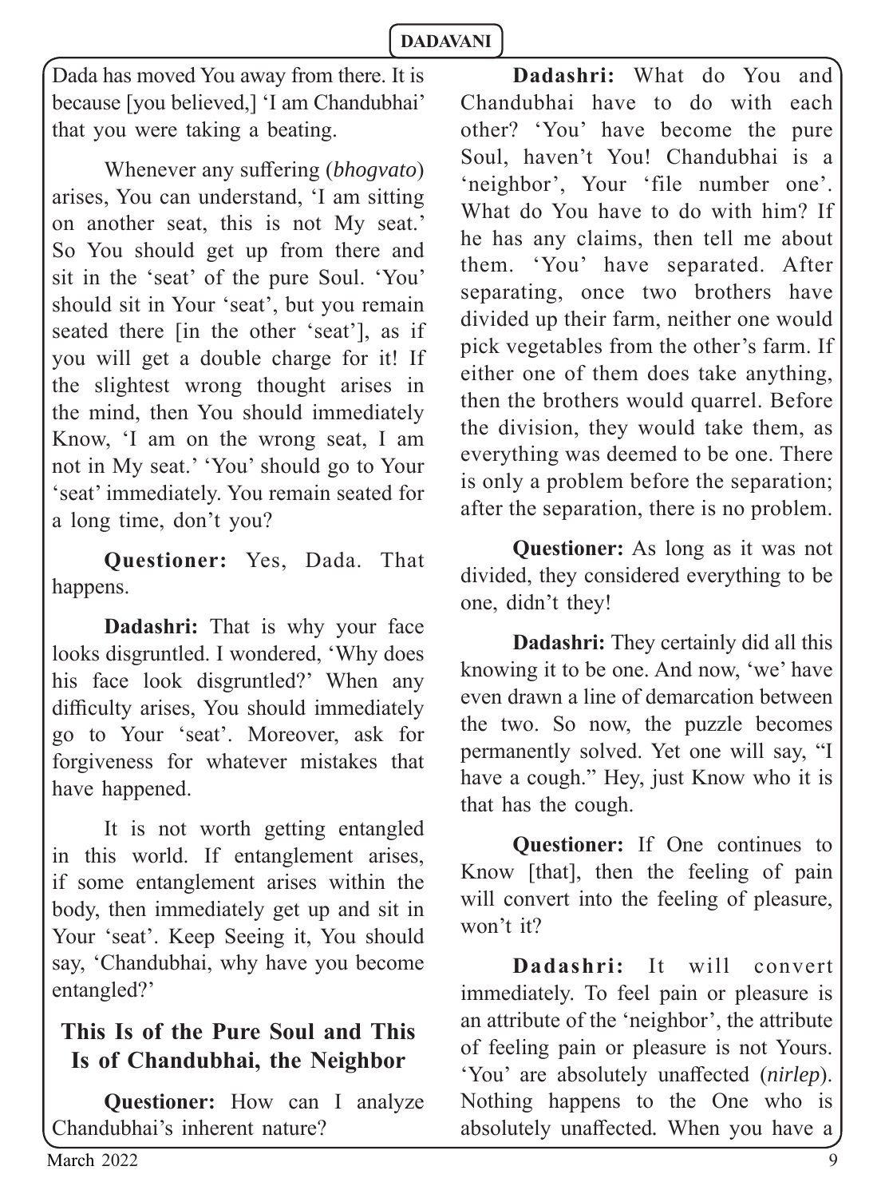Dada has moved You away from there. It is because [you believed,] 'I am Chandubhai' that you were taking a beating.

Whenever any suffering (*bhogvato*) arises, You can understand, 'I am sitting on another seat, this is not My seat.' So You should get up from there and sit in the 'seat' of the pure Soul. 'You' should sit in Your 'seat', but you remain seated there [in the other 'seat'], as if you will get a double charge for it! If the slightest wrong thought arises in the mind, then You should immediately Know, 'I am on the wrong seat, I am not in My seat.' 'You' should go to Your 'seat' immediately. You remain seated for a long time, don't you?

**Questioner:** Yes, Dada. That happens.

**Dadashri:** That is why your face looks disgruntled. I wondered, 'Why does his face look disgruntled?' When any difficulty arises, You should immediately go to Your 'seat'. Moreover, ask for forgiveness for whatever mistakes that have happened.

It is not worth getting entangled in this world. If entanglement arises, if some entanglement arises within the body, then immediately get up and sit in Your 'seat'. Keep Seeing it, You should say, 'Chandubhai, why have you become entangled?'

## This Is of the Pure Soul and This Is of Chandubhai, the Neighbor

**Questioner:** How can I analyze Chandubhai's inherent nature?

**Dadashri:** What do You and Chandubhai have to do with each other? 'You' have become the pure Soul, haven't You! Chandubhai is a 'neighbor', Your 'file number one'. What do You have to do with him? If he has any claims, then tell me about them. 'You' have separated. After separating, once two brothers have divided up their farm, neither one would pick vegetables from the other's farm. If either one of them does take anything, then the brothers would quarrel. Before the division, they would take them, as everything was deemed to be one. There is only a problem before the separation; after the separation, there is no problem.

**Questioner:** As long as it was not divided, they considered everything to be one, didn't they!

**Dadashri:** They certainly did all this knowing it to be one. And now, 'we' have even drawn a line of demarcation between the two. So now, the puzzle becomes permanently solved. Yet one will say, "I have a cough." Hey, just Know who it is that has the cough.

**Questioner:** If One continues to Know [that], then the feeling of pain will convert into the feeling of pleasure, won't it?

**Dadashri:** It will convert immediately. To feel pain or pleasure is an attribute of the 'neighbor', the attribute of feeling pain or pleasure is not Yours. 'You' are absolutely unaffected (*nirlep*). Nothing happens to the One who is absolutely unaffected. When you have a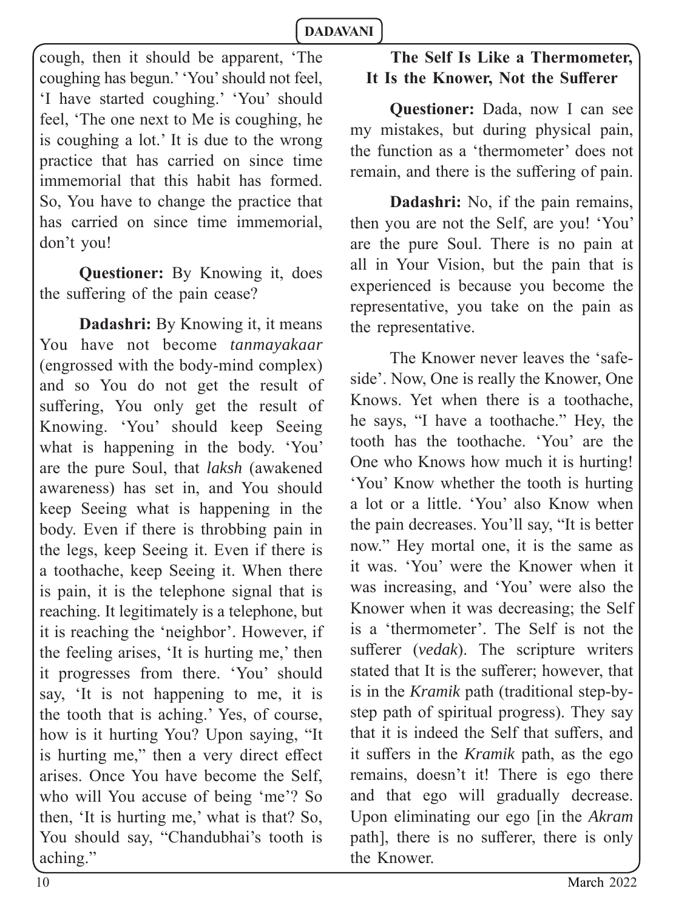cough, then it should be apparent, 'The coughing has begun.' 'You' should not feel, 'I have started coughing.' 'You' should feel, 'The one next to Me is coughing, he is coughing a lot.' It is due to the wrong practice that has carried on since time immemorial that this habit has formed. So, You have to change the practice that has carried on since time immemorial, don't you!

**Questioner:** By Knowing it, does the suffering of the pain cease?

**Dadashri:** By Knowing it, it means You have not become *tanmayakaar* (engrossed with the body-mind complex) and so You do not get the result of suffering, You only get the result of Knowing. 'You' should keep Seeing what is happening in the body. 'You' are the pure Soul, that *laksh* (awakened awareness) has set in, and You should keep Seeing what is happening in the body. Even if there is throbbing pain in the legs, keep Seeing it. Even if there is a toothache, keep Seeing it. When there is pain, it is the telephone signal that is reaching. It legitimately is a telephone, but it is reaching the 'neighbor'. However, if the feeling arises, 'It is hurting me,' then it progresses from there. 'You' should say, 'It is not happening to me, it is the tooth that is aching.' Yes, of course, how is it hurting You? Upon saying, "It is hurting me," then a very direct effect arises. Once You have become the Self, who will You accuse of being 'me'? So then, 'It is hurting me,' what is that? So, You should say, "Chandubhai's tooth is aching."

### The Self Is Like a Thermometer, It Is the Knower, Not the Sufferer

**Questioner:** Dada, now I can see my mistakes, but during physical pain, the function as a 'thermometer' does not remain, and there is the suffering of pain.

**Dadashri:** No, if the pain remains, then you are not the Self, are you! 'You' are the pure Soul. There is no pain at all in Your Vision, but the pain that is experienced is because you become the representative, you take on the pain as the representative.

The Knower never leaves the 'safe-side'. Now, One is really the Knower, One Knows. Yet when there is a toothache, he says, "I have a toothache." Hey, the tooth has the toothache. 'You' are the One who Knows how much it is hurting! 'You' Know whether the tooth is hurting a lot or a little. 'You' also Know when the pain decreases. You'll say, "It is better now." Hey mortal one, it is the same as it was. 'You' were the Knower when it was increasing, and 'You' were also the Knower when it was decreasing; the Self is a 'thermometer'. The Self is not the sufferer (*vedak*). The scripture writers stated that It is the sufferer; however, that is in the *Kramik* path (traditional step-by-step path of spiritual progress). They say that it is indeed the Self that suffers, and it suffers in the *Kramik* path, as the ego remains, doesn't it! There is ego there and that ego will gradually decrease. Upon eliminating our ego [in the *Akram* path], there is no sufferer, there is only the Knower.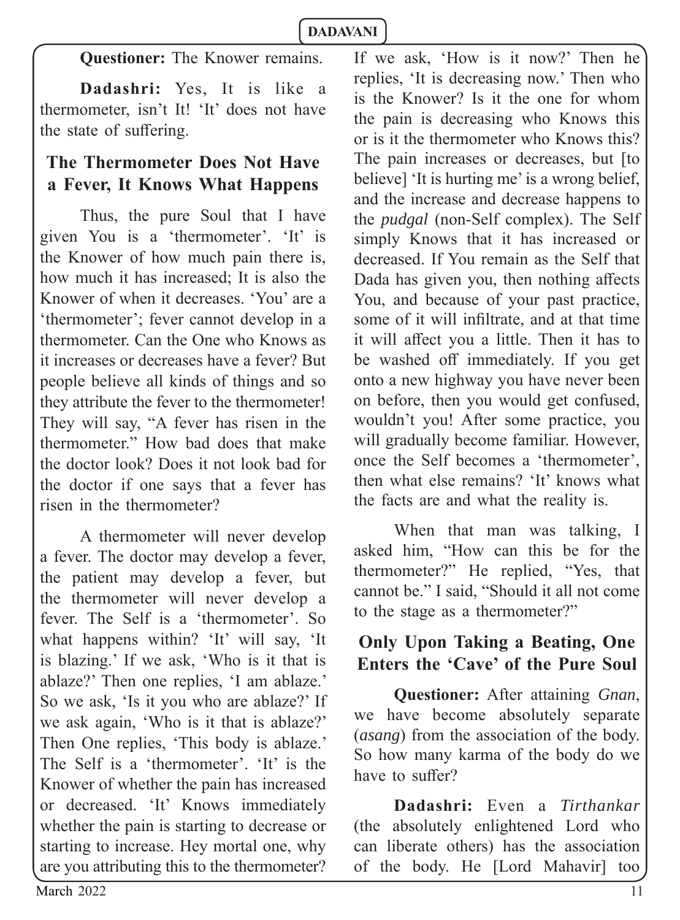**Questioner:** The Knower remains.

**Dadashri:** Yes, It is like a thermometer, isn't It! 'It' does not have the state of suffering.

## The Thermometer Does Not Have a Fever, It Knows What Happens

Thus, the pure Soul that I have given You is a 'thermometer'. 'It' is the Knower of how much pain there is, how much it has increased; It is also the Knower of when it decreases. 'You' are a 'thermometer'; fever cannot develop in a thermometer. Can the One who Knows as it increases or decreases have a fever? But people believe all kinds of things and so they attribute the fever to the thermometer! They will say, "A fever has risen in the thermometer." How bad does that make the doctor look? Does it not look bad for the doctor if one says that a fever has risen in the thermometer?

A thermometer will never develop a fever. The doctor may develop a fever, the patient may develop a fever, but the thermometer will never develop a fever. The Self is a 'thermometer'. So what happens within? 'It' will say, 'It is blazing.' If we ask, 'Who is it that is ablaze?' Then one replies, 'I am ablaze.' So we ask, 'Is it you who are ablaze?' If we ask again, 'Who is it that is ablaze?' Then One replies, 'This body is ablaze.' The Self is a 'thermometer'. 'It' is the Knower of whether the pain has increased or decreased. 'It' Knows immediately whether the pain is starting to decrease or starting to increase. Hey mortal one, why are you attributing this to the thermometer? If we ask, 'How is it now?' Then he replies, 'It is decreasing now.' Then who is the Knower? Is it the one for whom the pain is decreasing who Knows this or is it the thermometer who Knows this? The pain increases or decreases, but [to believe] 'It is hurting me' is a wrong belief, and the increase and decrease happens to the *pudgal* (non-Self complex). The Self simply Knows that it has increased or decreased. If You remain as the Self that Dada has given you, then nothing affects You, and because of your past practice, some of it will infiltrate, and at that time it will affect you a little. Then it has to be washed off immediately. If you get onto a new highway you have never been on before, then you would get confused, wouldn't you! After some practice, you will gradually become familiar. However, once the Self becomes a 'thermometer', then what else remains? 'It' knows what the facts are and what the reality is.

When that man was talking, I asked him, "How can this be for the thermometer?" He replied, "Yes, that cannot be." I said, "Should it all not come to the stage as a thermometer?"

## Only Upon Taking a Beating, One Enters the 'Cave' of the Pure Soul

**Questioner:** After attaining *Gnan*, we have become absolutely separate (*asang*) from the association of the body. So how many karma of the body do we have to suffer?

**Dadashri:** Even a *Tirthankar* (the absolutely enlightened Lord who can liberate others) has the association of the body. He [Lord Mahavir] too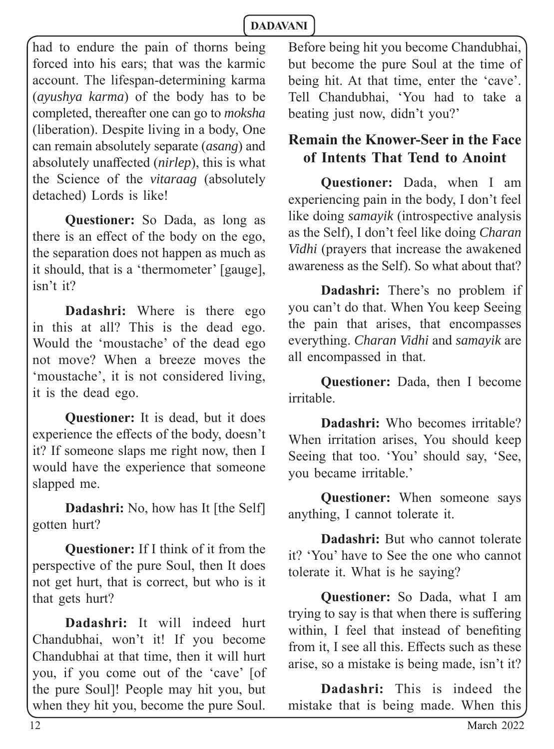had to endure the pain of thorns being forced into his ears; that was the karmic account. The lifespan-determining karma (*ayushya karma*) of the body has to be completed, thereafter one can go to *moksha* (liberation). Despite living in a body, One can remain absolutely separate (*asang*) and absolutely unaffected (*nirlep*), this is what the Science of the *vitaraag* (absolutely detached) Lords is like!

**Questioner:** So Dada, as long as there is an effect of the body on the ego, the separation does not happen as much as it should, that is a 'thermometer' [gauge], isn't it?

**Dadashri:** Where is there ego in this at all? This is the dead ego. Would the 'moustache' of the dead ego not move? When a breeze moves the 'moustache', it is not considered living, it is the dead ego.

**Questioner:** It is dead, but it does experience the effects of the body, doesn't it? If someone slaps me right now, then I would have the experience that someone slapped me.

**Dadashri:** No, how has It [the Self] gotten hurt?

**Questioner:** If I think of it from the perspective of the pure Soul, then It does not get hurt, that is correct, but who is it that gets hurt?

**Dadashri:** It will indeed hurt Chandubhai, won't it! If you become Chandubhai at that time, then it will hurt you, if you come out of the 'cave' [of the pure Soul]! People may hit you, but when they hit you, become the pure Soul. Before being hit you become Chandubhai, but become the pure Soul at the time of being hit. At that time, enter the 'cave'. Tell Chandubhai, 'You had to take a beating just now, didn't you?'

## Remain the Knower-Seer in the Face of Intents That Tend to Anoint

**Questioner:** Dada, when I am experiencing pain in the body, I don't feel like doing *samayik* (introspective analysis as the Self), I don't feel like doing *Charan Vidhi* (prayers that increase the awakened awareness as the Self). So what about that?

**Dadashri:** There's no problem if you can't do that. When You keep Seeing the pain that arises, that encompasses everything. *Charan Vidhi* and *samayik* are all encompassed in that.

**Questioner:** Dada, then I become irritable.

**Dadashri:** Who becomes irritable? When irritation arises, You should keep Seeing that too. 'You' should say, 'See, you became irritable.'

**Questioner:** When someone says anything, I cannot tolerate it.

**Dadashri:** But who cannot tolerate it? 'You' have to See the one who cannot tolerate it. What is he saying?

**Questioner:** So Dada, what I am trying to say is that when there is suffering within, I feel that instead of benefiting from it, I see all this. Effects such as these arise, so a mistake is being made, isn't it?

**Dadashri:** This is indeed the mistake that is being made. When this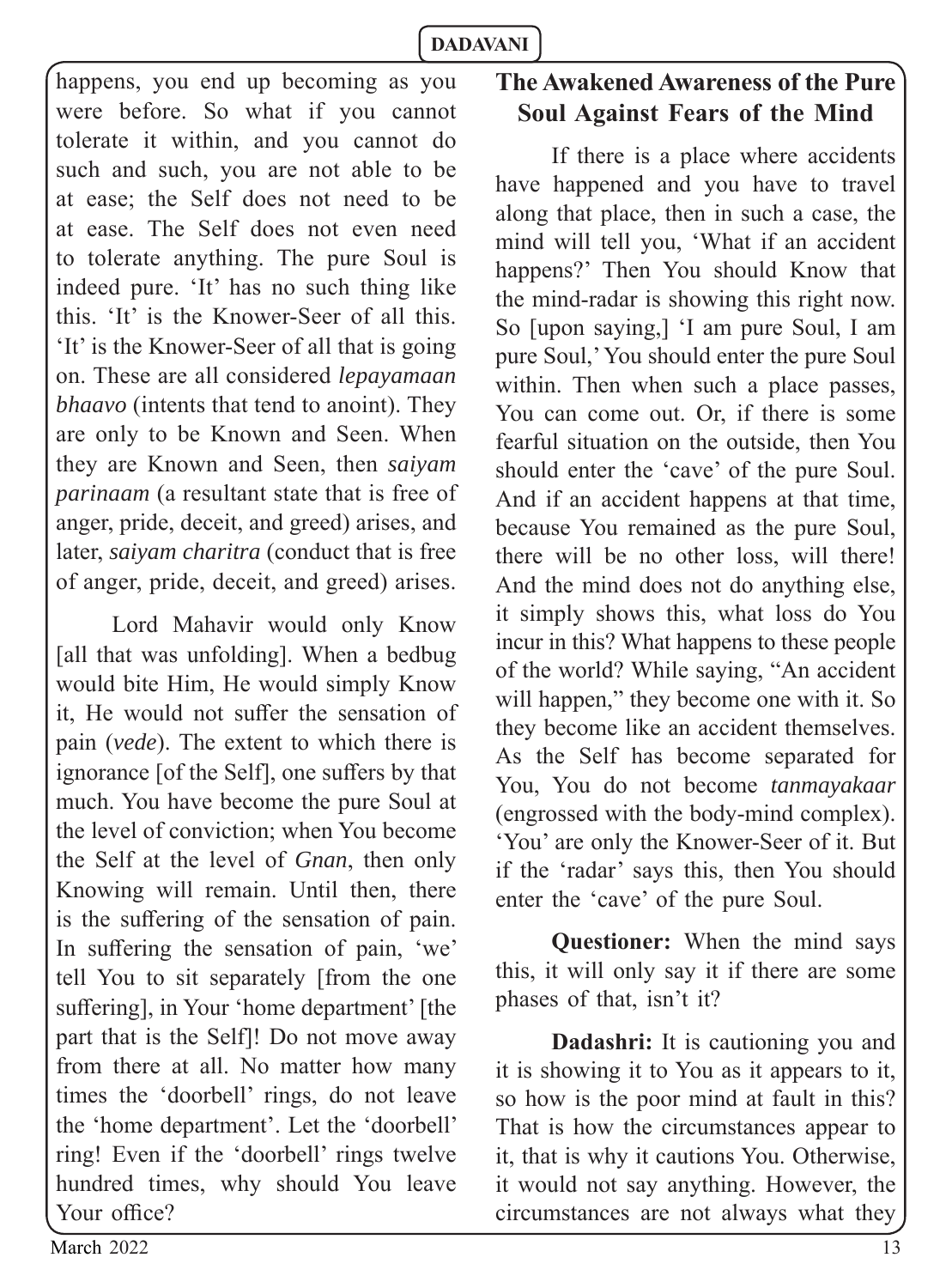happens, you end up becoming as you were before. So what if you cannot tolerate it within, and you cannot do such and such, you are not able to be at ease; the Self does not need to be at ease. The Self does not even need to tolerate anything. The pure Soul is indeed pure. 'It' has no such thing like this. 'It' is the Knower-Seer of all this. 'It' is the Knower-Seer of all that is going on. These are all considered *lepayamaan bhaavo* (intents that tend to anoint). They are only to be Known and Seen. When they are Known and Seen, then *saiyam parinaam* (a resultant state that is free of anger, pride, deceit, and greed) arises, and later, *saiyam charitra* (conduct that is free of anger, pride, deceit, and greed) arises.

Lord Mahavir would only Know [all that was unfolding]. When a bedbug would bite Him, He would simply Know it, He would not suffer the sensation of pain (*vede*). The extent to which there is ignorance [of the Self], one suffers by that much. You have become the pure Soul at the level of conviction; when You become the Self at the level of *Gnan*, then only Knowing will remain. Until then, there is the suffering of the sensation of pain. In suffering the sensation of pain, 'we' tell You to sit separately [from the one suffering], in Your 'home department' [the part that is the Self]! Do not move away from there at all. No matter how many times the 'doorbell' rings, do not leave the 'home department'. Let the 'doorbell' ring! Even if the 'doorbell' rings twelve hundred times, why should You leave Your office?

## The Awakened Awareness of the Pure Soul Against Fears of the Mind

If there is a place where accidents have happened and you have to travel along that place, then in such a case, the mind will tell you, 'What if an accident happens?' Then You should Know that the mind-radar is showing this right now. So [upon saying,] 'I am pure Soul, I am pure Soul,' You should enter the pure Soul within. Then when such a place passes, You can come out. Or, if there is some fearful situation on the outside, then You should enter the 'cave' of the pure Soul. And if an accident happens at that time, because You remained as the pure Soul, there will be no other loss, will there! And the mind does not do anything else, it simply shows this, what loss do You incur in this? What happens to these people of the world? While saying, "An accident will happen," they become one with it. So they become like an accident themselves. As the Self has become separated for You, You do not become *tanmayakaar* (engrossed with the body-mind complex). 'You' are only the Knower-Seer of it. But if the 'radar' says this, then You should enter the 'cave' of the pure Soul.

**Questioner:** When the mind says this, it will only say it if there are some phases of that, isn't it?

**Dadashri:** It is cautioning you and it is showing it to You as it appears to it, so how is the poor mind at fault in this? That is how the circumstances appear to it, that is why it cautions You. Otherwise, it would not say anything. However, the circumstances are not always what they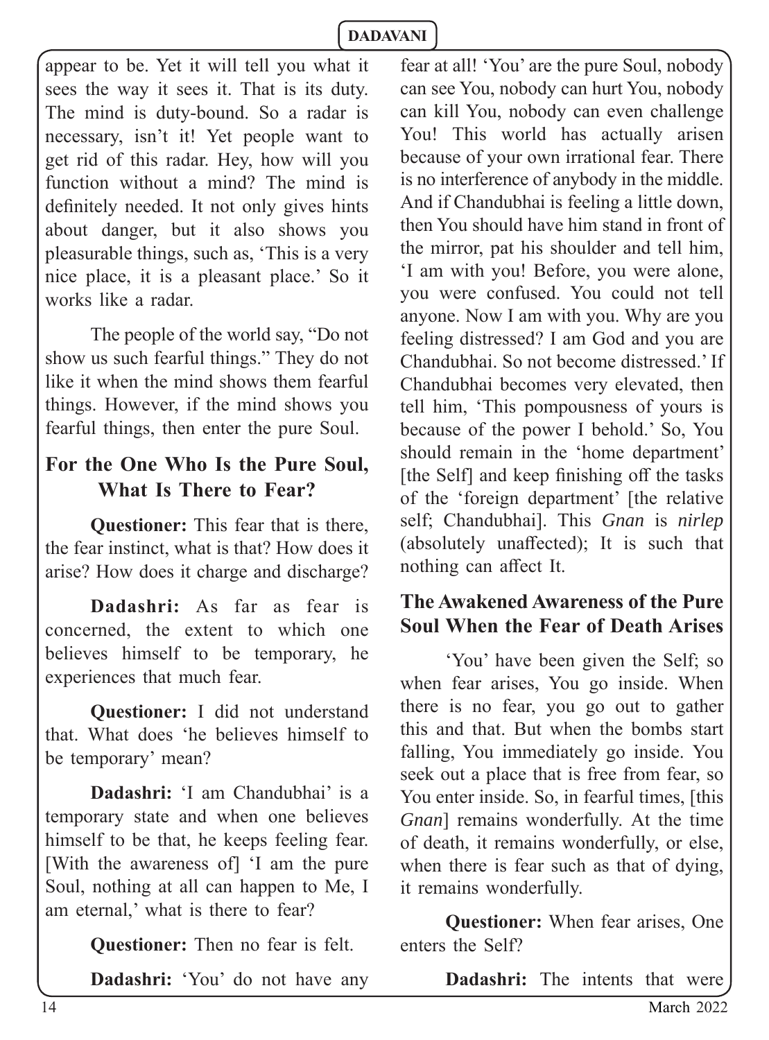appear to be. Yet it will tell you what it sees the way it sees it. That is its duty. The mind is duty-bound. So a radar is necessary, isn't it! Yet people want to get rid of this radar. Hey, how will you function without a mind? The mind is definitely needed. It not only gives hints about danger, but it also shows you pleasurable things, such as, 'This is a very nice place, it is a pleasant place.' So it works like a radar.

The people of the world say, "Do not show us such fearful things." They do not like it when the mind shows them fearful things. However, if the mind shows you fearful things, then enter the pure Soul.

## For the One Who Is the Pure Soul, What Is There to Fear?

**Questioner:** This fear that is there, the fear instinct, what is that? How does it arise? How does it charge and discharge?

**Dadashri:** As far as fear is concerned, the extent to which one believes himself to be temporary, he experiences that much fear.

**Questioner:** I did not understand that. What does 'he believes himself to be temporary' mean?

**Dadashri:** 'I am Chandubhai' is a temporary state and when one believes himself to be that, he keeps feeling fear. [With the awareness of] 'I am the pure Soul, nothing at all can happen to Me, I am eternal,' what is there to fear?

**Questioner:** Then no fear is felt.

**Dadashri:** 'You' do not have any fear at all! 'You' are the pure Soul, nobody can see You, nobody can hurt You, nobody can kill You, nobody can even challenge You! This world has actually arisen because of your own irrational fear. There is no interference of anybody in the middle. And if Chandubhai is feeling a little down, then You should have him stand in front of the mirror, pat his shoulder and tell him, 'I am with you! Before, you were alone, you were confused. You could not tell anyone. Now I am with you. Why are you feeling distressed? I am God and you are Chandubhai. So not become distressed.' If Chandubhai becomes very elevated, then tell him, 'This pompousness of yours is because of the power I behold.' So, You should remain in the 'home department' [the Self] and keep finishing off the tasks of the 'foreign department' [the relative self; Chandubhai]. This *Gnan* is *nirlep* (absolutely unaffected); It is such that nothing can affect It.

## The Awakened Awareness of the Pure Soul When the Fear of Death Arises

'You' have been given the Self; so when fear arises, You go inside. When there is no fear, you go out to gather this and that. But when the bombs start falling, You immediately go inside. You seek out a place that is free from fear, so You enter inside. So, in fearful times, [this *Gnan*] remains wonderfully. At the time of death, it remains wonderfully, or else, when there is fear such as that of dying, it remains wonderfully.

**Questioner:** When fear arises, One enters the Self?

**Dadashri:** The intents that were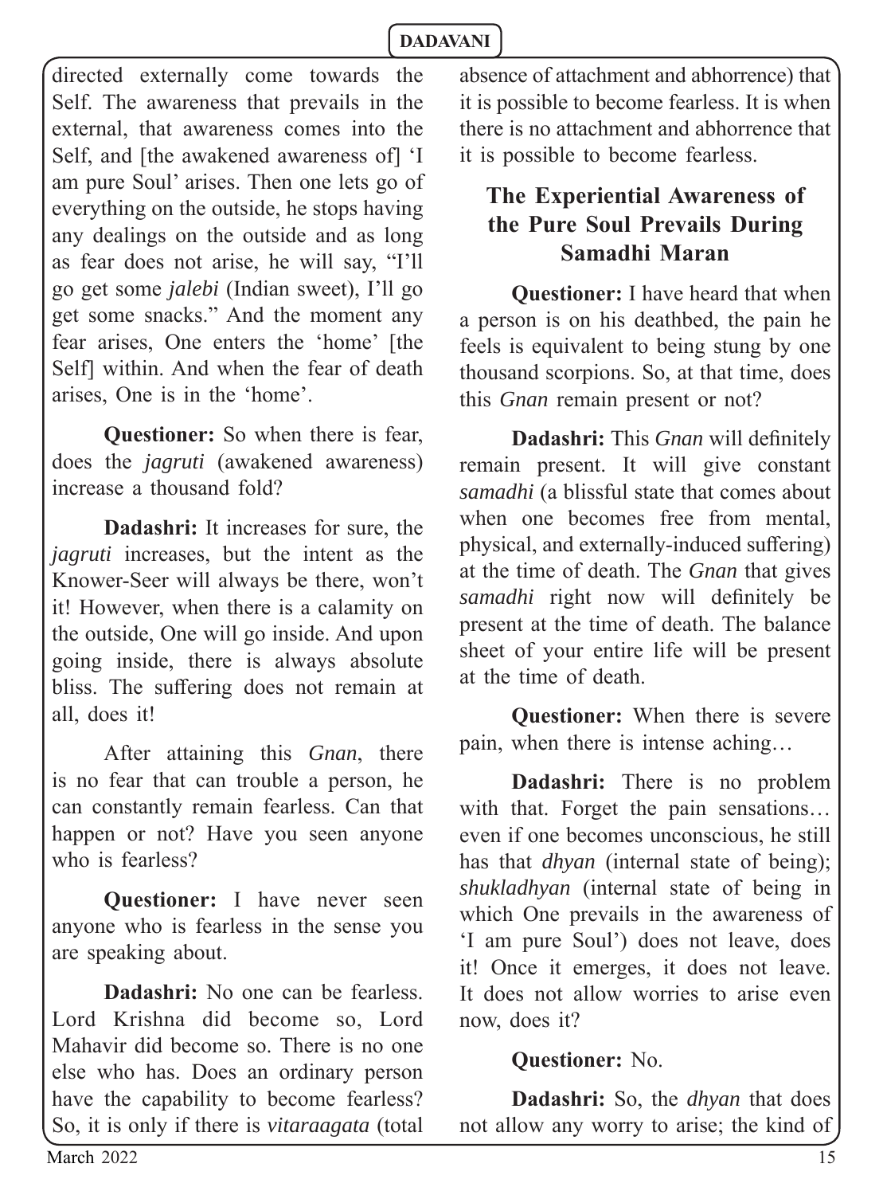directed externally come towards the Self. The awareness that prevails in the external, that awareness comes into the Self, and [the awakened awareness of] 'I am pure Soul' arises. Then one lets go of everything on the outside, he stops having any dealings on the outside and as long as fear does not arise, he will say, "I'll go get some *jalebi* (Indian sweet), I'll go get some snacks." And the moment any fear arises, One enters the 'home' [the Self] within. And when the fear of death arises, One is in the 'home'.

**Questioner:** So when there is fear, does the *jagruti* (awakened awareness) increase a thousand fold?

**Dadashri:** It increases for sure, the *jagruti* increases, but the intent as the Knower-Seer will always be there, won't it! However, when there is a calamity on the outside, One will go inside. And upon going inside, there is always absolute bliss. The suffering does not remain at all, does it!

After attaining this *Gnan*, there is no fear that can trouble a person, he can constantly remain fearless. Can that happen or not? Have you seen anyone who is fearless?

**Questioner:** I have never seen anyone who is fearless in the sense you are speaking about.

**Dadashri:** No one can be fearless. Lord Krishna did become so, Lord Mahavir did become so. There is no one else who has. Does an ordinary person have the capability to become fearless? So, it is only if there is *vitaraagata* (total absence of attachment and abhorrence) that it is possible to become fearless. It is when there is no attachment and abhorrence that it is possible to become fearless.

## The Experiential Awareness of the Pure Soul Prevails During Samadhi Maran

**Questioner:** I have heard that when a person is on his deathbed, the pain he feels is equivalent to being stung by one thousand scorpions. So, at that time, does this *Gnan* remain present or not?

**Dadashri:** This *Gnan* will definitely remain present. It will give constant *samadhi* (a blissful state that comes about when one becomes free from mental, physical, and externally-induced suffering) at the time of death. The *Gnan* that gives *samadhi* right now will definitely be present at the time of death. The balance sheet of your entire life will be present at the time of death.

**Questioner:** When there is severe pain, when there is intense aching…

**Dadashri:** There is no problem with that. Forget the pain sensations… even if one becomes unconscious, he still has that *dhyan* (internal state of being); *shukladhyan* (internal state of being in which One prevails in the awareness of 'I am pure Soul') does not leave, does it! Once it emerges, it does not leave. It does not allow worries to arise even now, does it?

**Questioner:** No.

**Dadashri:** So, the *dhyan* that does not allow any worry to arise; the kind of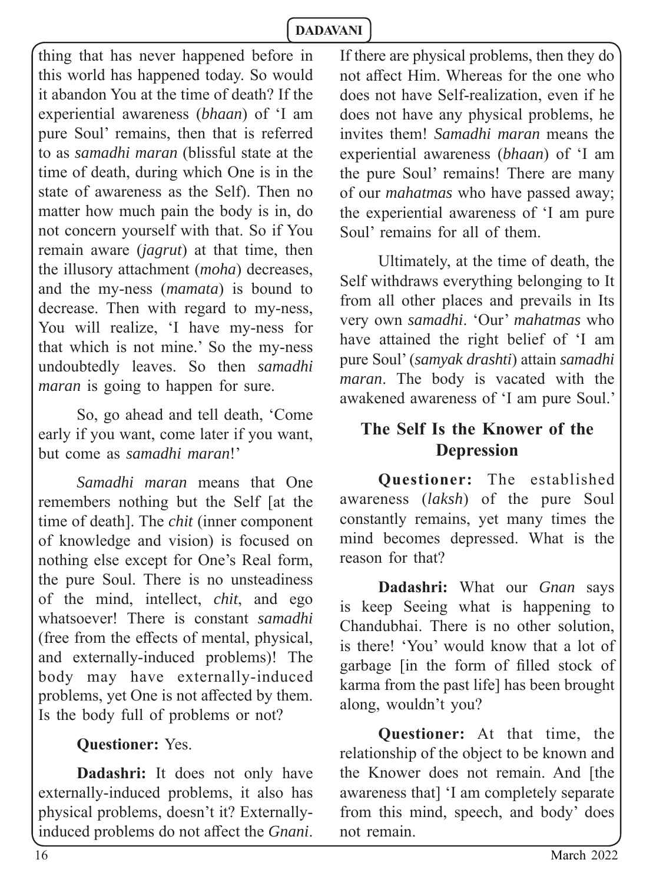thing that has never happened before in this world has happened today. So would it abandon You at the time of death? If the experiential awareness (*bhaan*) of 'I am pure Soul' remains, then that is referred to as *samadhi maran* (blissful state at the time of death, during which One is in the state of awareness as the Self). Then no matter how much pain the body is in, do not concern yourself with that. So if You remain aware (*jagrut*) at that time, then the illusory attachment (*moha*) decreases, and the my-ness (*mamata*) is bound to decrease. Then with regard to my-ness, You will realize, 'I have my-ness for that which is not mine.' So the my-ness undoubtedly leaves. So then *samadhi maran* is going to happen for sure.

So, go ahead and tell death, 'Come early if you want, come later if you want, but come as *samadhi maran*!'

*Samadhi maran* means that One remembers nothing but the Self [at the time of death]. The *chit* (inner component of knowledge and vision) is focused on nothing else except for One's Real form, the pure Soul. There is no unsteadiness of the mind, intellect, *chit*, and ego whatsoever! There is constant *samadhi* (free from the effects of mental, physical, and externally-induced problems)! The body may have externally-induced problems, yet One is not affected by them. Is the body full of problems or not?

**Questioner:** Yes.

**Dadashri:** It does not only have externally-induced problems, it also has physical problems, doesn't it? Externally-induced problems do not affect the *Gnani*. If there are physical problems, then they do not affect Him. Whereas for the one who does not have Self-realization, even if he does not have any physical problems, he invites them! *Samadhi maran* means the experiential awareness (*bhaan*) of 'I am the pure Soul' remains! There are many of our *mahatmas* who have passed away; the experiential awareness of 'I am pure Soul' remains for all of them.

Ultimately, at the time of death, the Self withdraws everything belonging to It from all other places and prevails in Its very own *samadhi*. 'Our' *mahatmas* who have attained the right belief of 'I am pure Soul' (*samyak drashti*) attain *samadhi maran*. The body is vacated with the awakened awareness of 'I am pure Soul.'

## The Self Is the Knower of the Depression

**Questioner:** The established awareness (*laksh*) of the pure Soul constantly remains, yet many times the mind becomes depressed. What is the reason for that?

**Dadashri:** What our *Gnan* says is keep Seeing what is happening to Chandubhai. There is no other solution, is there! 'You' would know that a lot of garbage [in the form of filled stock of karma from the past life] has been brought along, wouldn't you?

**Questioner:** At that time, the relationship of the object to be known and the Knower does not remain. And [the awareness that] 'I am completely separate from this mind, speech, and body' does not remain.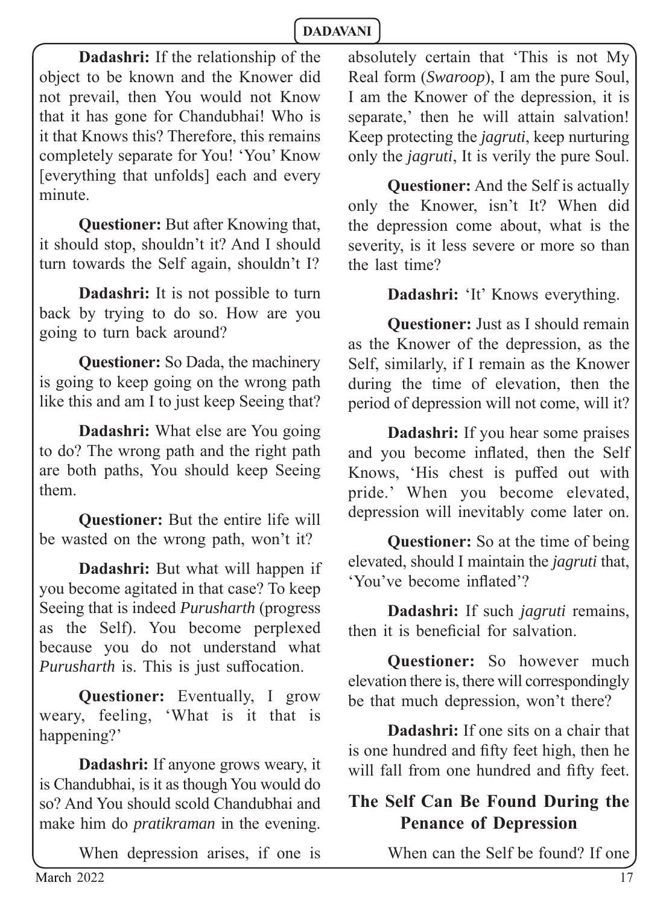**Dadashri:** If the relationship of the object to be known and the Knower did not prevail, then You would not Know that it has gone for Chandubhai! Who is it that Knows this? Therefore, this remains completely separate for You! 'You' Know [everything that unfolds] each and every minute.

**Questioner:** But after Knowing that, it should stop, shouldn't it? And I should turn towards the Self again, shouldn't I?

**Dadashri:** It is not possible to turn back by trying to do so. How are you going to turn back around?

**Questioner:** So Dada, the machinery is going to keep going on the wrong path like this and am I to just keep Seeing that?

**Dadashri:** What else are You going to do? The wrong path and the right path are both paths, You should keep Seeing them.

**Questioner:** But the entire life will be wasted on the wrong path, won't it?

**Dadashri:** But what will happen if you become agitated in that case? To keep Seeing that is indeed *Purusharth* (progress as the Self). You become perplexed because you do not understand what *Purusharth* is. This is just suffocation.

**Questioner:** Eventually, I grow weary, feeling, 'What is it that is happening?'

**Dadashri:** If anyone grows weary, it is Chandubhai, is it as though You would do so? And You should scold Chandubhai and make him do *pratikraman* in the evening.

When depression arises, if one is absolutely certain that 'This is not My Real form (*Swaroop*), I am the pure Soul, I am the Knower of the depression, it is separate,' then he will attain salvation! Keep protecting the *jagruti*, keep nurturing only the *jagruti*, It is verily the pure Soul.

**Questioner:** And the Self is actually only the Knower, isn't It? When did the depression come about, what is the severity, is it less severe or more so than the last time?

**Dadashri:** 'It' Knows everything.

**Questioner:** Just as I should remain as the Knower of the depression, as the Self, similarly, if I remain as the Knower during the time of elevation, then the period of depression will not come, will it?

**Dadashri:** If you hear some praises and you become inflated, then the Self Knows, 'His chest is puffed out with pride.' When you become elevated, depression will inevitably come later on.

**Questioner:** So at the time of being elevated, should I maintain the *jagruti* that, 'You've become inflated'?

**Dadashri:** If such *jagruti* remains, then it is beneficial for salvation.

**Questioner:** So however much elevation there is, there will correspondingly be that much depression, won't there?

**Dadashri:** If one sits on a chair that is one hundred and fifty feet high, then he will fall from one hundred and fifty feet.

## The Self Can Be Found During the Penance of Depression

When can the Self be found? If one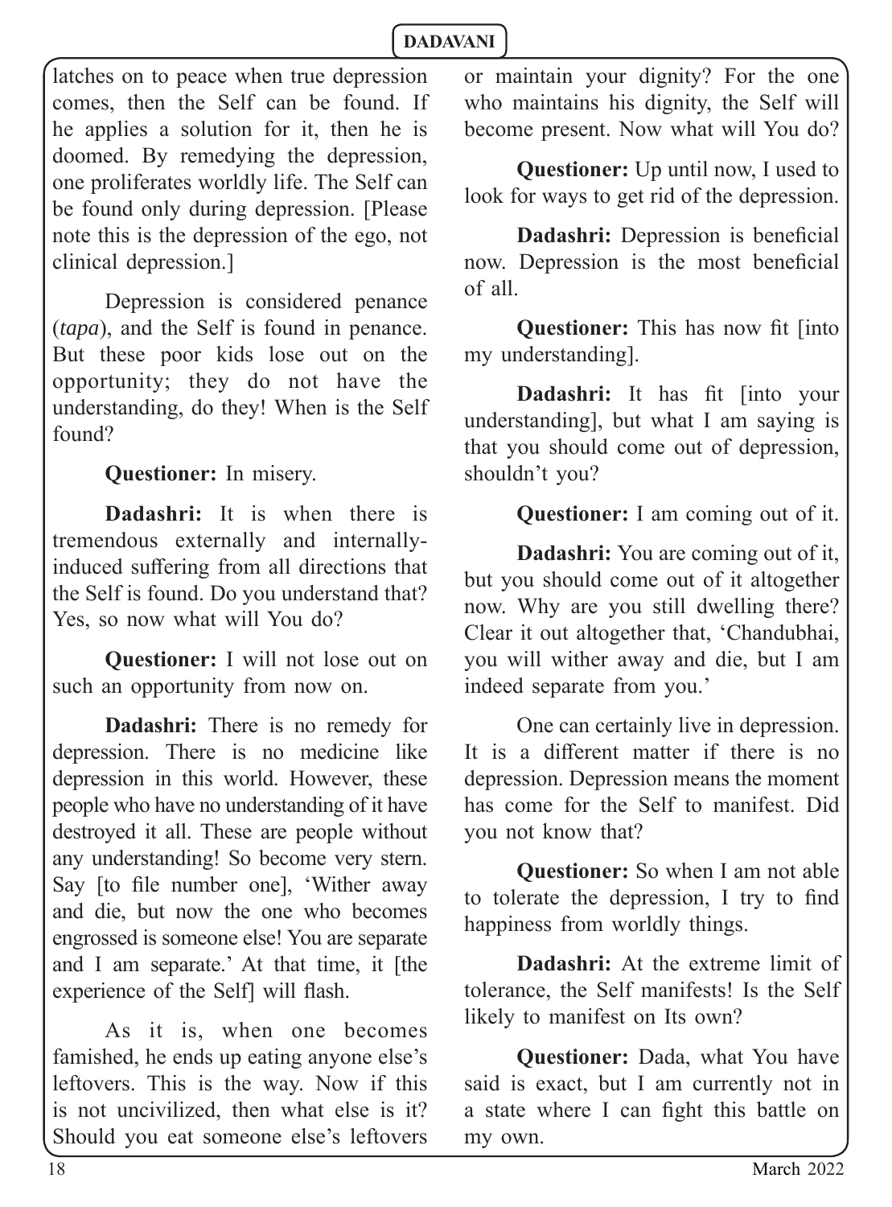latches on to peace when true depression comes, then the Self can be found. If he applies a solution for it, then he is doomed. By remedying the depression, one proliferates worldly life. The Self can be found only during depression. [Please note this is the depression of the ego, not clinical depression.]

Depression is considered penance (*tapa*), and the Self is found in penance. But these poor kids lose out on the opportunity; they do not have the understanding, do they! When is the Self found?

**Questioner:** In misery.

**Dadashri:** It is when there is tremendous externally and internally-induced suffering from all directions that the Self is found. Do you understand that? Yes, so now what will You do?

**Questioner:** I will not lose out on such an opportunity from now on.

**Dadashri:** There is no remedy for depression. There is no medicine like depression in this world. However, these people who have no understanding of it have destroyed it all. These are people without any understanding! So become very stern. Say [to file number one], 'Wither away and die, but now the one who becomes engrossed is someone else! You are separate and I am separate.' At that time, it [the experience of the Self] will flash.

As it is, when one becomes famished, he ends up eating anyone else's leftovers. This is the way. Now if this is not uncivilized, then what else is it? Should you eat someone else's leftovers or maintain your dignity? For the one who maintains his dignity, the Self will become present. Now what will You do?

**Questioner:** Up until now, I used to look for ways to get rid of the depression.

**Dadashri:** Depression is beneficial now. Depression is the most beneficial of all.

**Questioner:** This has now fit [into my understanding].

**Dadashri:** It has fit [into your understanding], but what I am saying is that you should come out of depression, shouldn't you?

**Questioner:** I am coming out of it.

**Dadashri:** You are coming out of it, but you should come out of it altogether now. Why are you still dwelling there? Clear it out altogether that, 'Chandubhai, you will wither away and die, but I am indeed separate from you.'

One can certainly live in depression. It is a different matter if there is no depression. Depression means the moment has come for the Self to manifest. Did you not know that?

**Questioner:** So when I am not able to tolerate the depression, I try to find happiness from worldly things.

**Dadashri:** At the extreme limit of tolerance, the Self manifests! Is the Self likely to manifest on Its own?

**Questioner:** Dada, what You have said is exact, but I am currently not in a state where I can fight this battle on my own.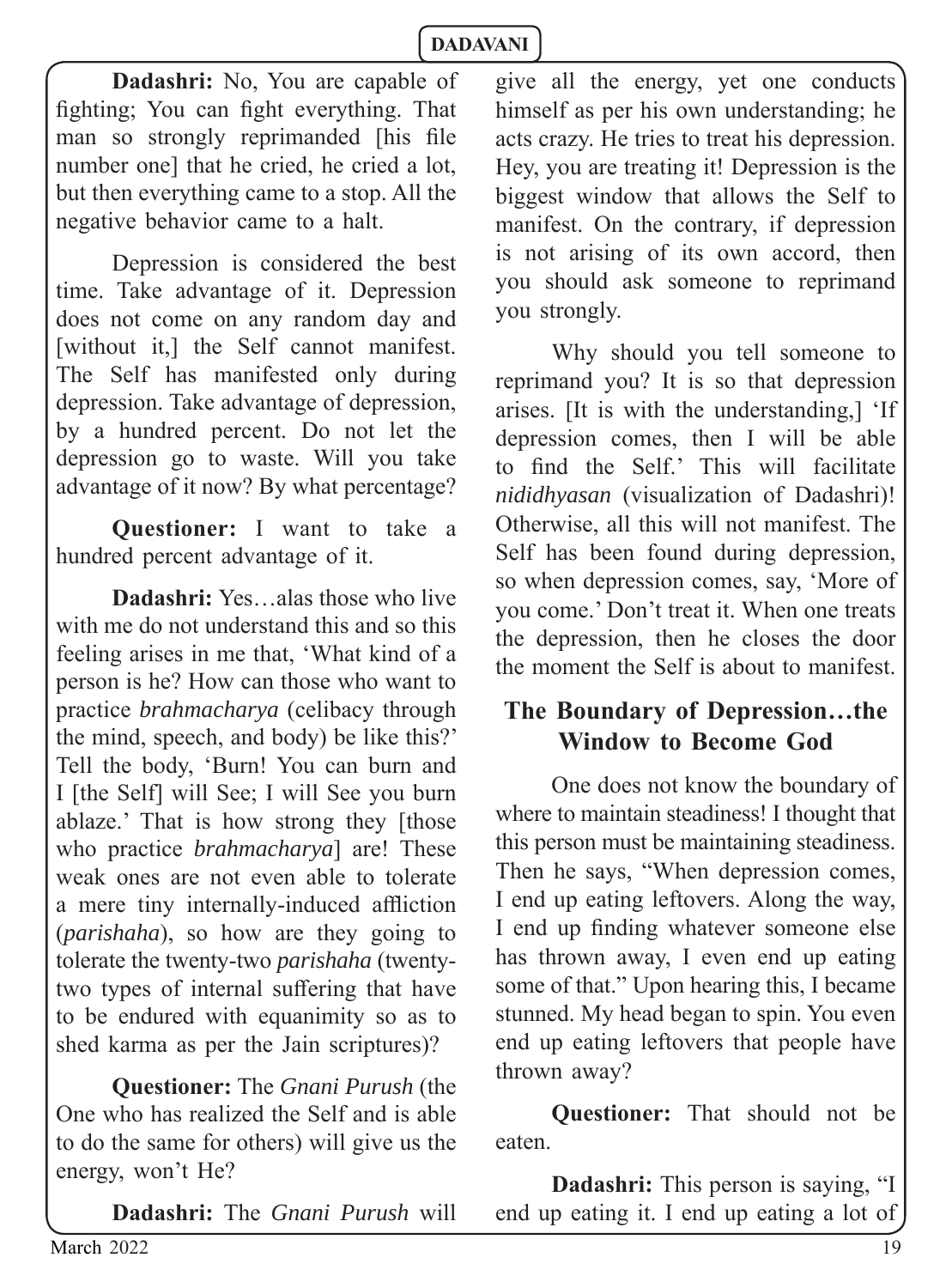**Dadashri:** No, You are capable of fighting; You can fight everything. That man so strongly reprimanded [his file number one] that he cried, he cried a lot, but then everything came to a stop. All the negative behavior came to a halt.

Depression is considered the best time. Take advantage of it. Depression does not come on any random day and [without it,] the Self cannot manifest. The Self has manifested only during depression. Take advantage of depression, by a hundred percent. Do not let the depression go to waste. Will you take advantage of it now? By what percentage?

**Questioner:** I want to take a hundred percent advantage of it.

**Dadashri:** Yes…alas those who live with me do not understand this and so this feeling arises in me that, 'What kind of a person is he? How can those who want to practice *brahmacharya* (celibacy through the mind, speech, and body) be like this?' Tell the body, 'Burn! You can burn and I [the Self] will See; I will See you burn ablaze.' That is how strong they [those who practice *brahmacharya*] are! These weak ones are not even able to tolerate a mere tiny internally-induced affliction (*parishaha*), so how are they going to tolerate the twenty-two *parishaha* (twenty-two types of internal suffering that have to be endured with equanimity so as to shed karma as per the Jain scriptures)?

**Questioner:** The *Gnani Purush* (the One who has realized the Self and is able to do the same for others) will give us the energy, won't He?

**Dadashri:** The *Gnani Purush* will give all the energy, yet one conducts himself as per his own understanding; he acts crazy. He tries to treat his depression. Hey, you are treating it! Depression is the biggest window that allows the Self to manifest. On the contrary, if depression is not arising of its own accord, then you should ask someone to reprimand you strongly.

Why should you tell someone to reprimand you? It is so that depression arises. [It is with the understanding,] 'If depression comes, then I will be able to find the Self.' This will facilitate *nididhyasan* (visualization of Dadashri)! Otherwise, all this will not manifest. The Self has been found during depression, so when depression comes, say, 'More of you come.' Don't treat it. When one treats the depression, then he closes the door the moment the Self is about to manifest.

## The Boundary of Depression…the Window to Become God

One does not know the boundary of where to maintain steadiness! I thought that this person must be maintaining steadiness. Then he says, "When depression comes, I end up eating leftovers. Along the way, I end up finding whatever someone else has thrown away, I even end up eating some of that." Upon hearing this, I became stunned. My head began to spin. You even end up eating leftovers that people have thrown away?

**Questioner:** That should not be eaten.

**Dadashri:** This person is saying, "I end up eating it. I end up eating a lot of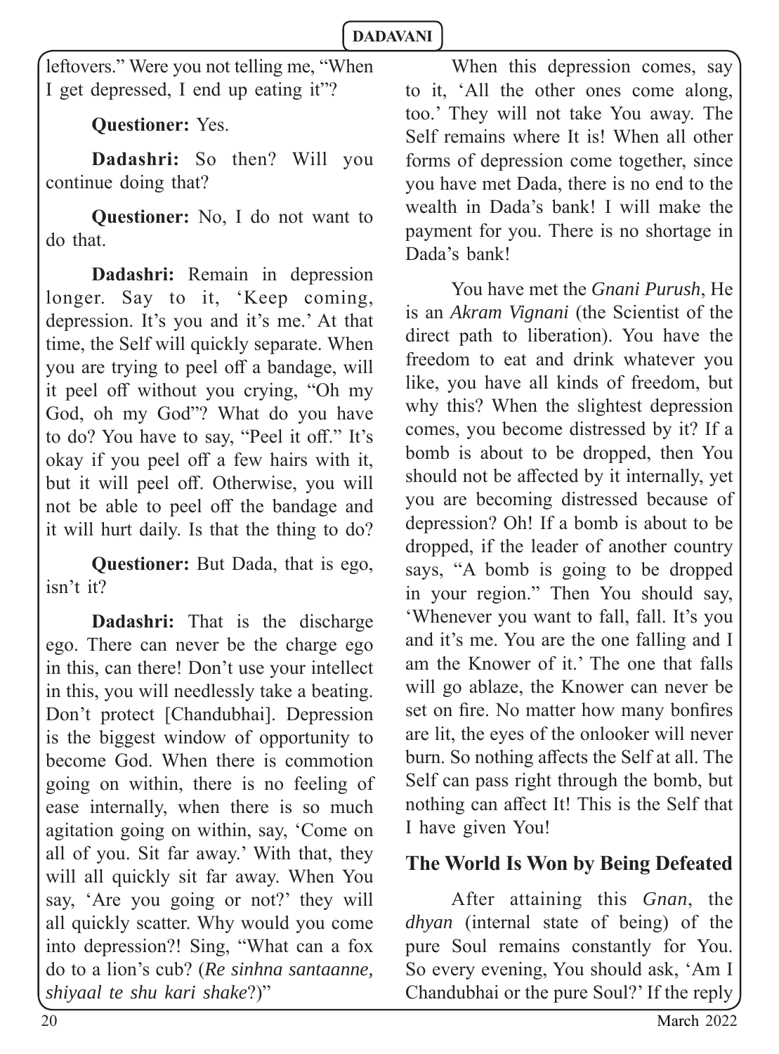leftovers." Were you not telling me, "When I get depressed, I end up eating it"?

**Questioner:** Yes.

**Dadashri:** So then? Will you continue doing that?

**Questioner:** No, I do not want to do that.

**Dadashri:** Remain in depression longer. Say to it, 'Keep coming, depression. It's you and it's me.' At that time, the Self will quickly separate. When you are trying to peel off a bandage, will it peel off without you crying, "Oh my God, oh my God"? What do you have to do? You have to say, "Peel it off." It's okay if you peel off a few hairs with it, but it will peel off. Otherwise, you will not be able to peel off the bandage and it will hurt daily. Is that the thing to do?

**Questioner:** But Dada, that is ego, isn't it?

**Dadashri:** That is the discharge ego. There can never be the charge ego in this, can there! Don't use your intellect in this, you will needlessly take a beating. Don't protect [Chandubhai]. Depression is the biggest window of opportunity to become God. When there is commotion going on within, there is no feeling of ease internally, when there is so much agitation going on within, say, 'Come on all of you. Sit far away.' With that, they will all quickly sit far away. When You say, 'Are you going or not?' they will all quickly scatter. Why would you come into depression?! Sing, "What can a fox do to a lion's cub? (*Re sinhna santaanne, shiyaal te shu kari shake*?)"

When this depression comes, say to it, 'All the other ones come along, too.' They will not take You away. The Self remains where It is! When all other forms of depression come together, since you have met Dada, there is no end to the wealth in Dada's bank! I will make the payment for you. There is no shortage in Dada's bank!

You have met the *Gnani Purush*, He is an *Akram Vignani* (the Scientist of the direct path to liberation). You have the freedom to eat and drink whatever you like, you have all kinds of freedom, but why this? When the slightest depression comes, you become distressed by it? If a bomb is about to be dropped, then You should not be affected by it internally, yet you are becoming distressed because of depression? Oh! If a bomb is about to be dropped, if the leader of another country says, "A bomb is going to be dropped in your region." Then You should say, 'Whenever you want to fall, fall. It's you and it's me. You are the one falling and I am the Knower of it.' The one that falls will go ablaze, the Knower can never be set on fire. No matter how many bonfires are lit, the eyes of the onlooker will never burn. So nothing affects the Self at all. The Self can pass right through the bomb, but nothing can affect It! This is the Self that I have given You!

## The World Is Won by Being Defeated

After attaining this *Gnan*, the *dhyan* (internal state of being) of the pure Soul remains constantly for You. So every evening, You should ask, 'Am I Chandubhai or the pure Soul?' If the reply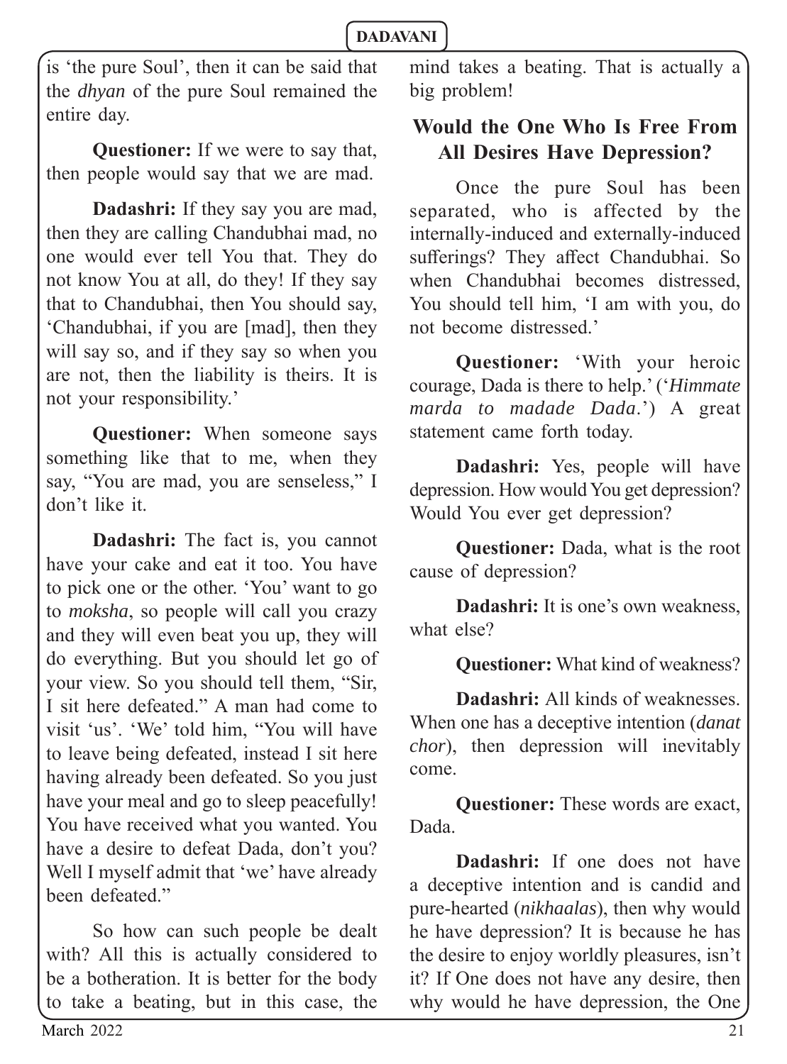is 'the pure Soul', then it can be said that the *dhyan* of the pure Soul remained the entire day.

**Questioner:** If we were to say that, then people would say that we are mad.

**Dadashri:** If they say you are mad, then they are calling Chandubhai mad, no one would ever tell You that. They do not know You at all, do they! If they say that to Chandubhai, then You should say, 'Chandubhai, if you are [mad], then they will say so, and if they say so when you are not, then the liability is theirs. It is not your responsibility.'

**Questioner:** When someone says something like that to me, when they say, "You are mad, you are senseless," I don't like it.

**Dadashri:** The fact is, you cannot have your cake and eat it too. You have to pick one or the other. 'You' want to go to *moksha*, so people will call you crazy and they will even beat you up, they will do everything. But you should let go of your view. So you should tell them, "Sir, I sit here defeated." A man had come to visit 'us'. 'We' told him, "You will have to leave being defeated, instead I sit here having already been defeated. So you just have your meal and go to sleep peacefully! You have received what you wanted. You have a desire to defeat Dada, don't you? Well I myself admit that 'we' have already been defeated."

So how can such people be dealt with? All this is actually considered to be a botheration. It is better for the body to take a beating, but in this case, the mind takes a beating. That is actually a big problem!

## Would the One Who Is Free From All Desires Have Depression?

Once the pure Soul has been separated, who is affected by the internally-induced and externally-induced sufferings? They affect Chandubhai. So when Chandubhai becomes distressed, You should tell him, 'I am with you, do not become distressed.'

**Questioner:** 'With your heroic courage, Dada is there to help.' ('*Himmate marda to madade Dada*.') A great statement came forth today.

**Dadashri:** Yes, people will have depression. How would You get depression? Would You ever get depression?

**Questioner:** Dada, what is the root cause of depression?

**Dadashri:** It is one's own weakness, what else?

**Questioner:** What kind of weakness?

**Dadashri:** All kinds of weaknesses. When one has a deceptive intention (*danat chor*), then depression will inevitably come.

**Questioner:** These words are exact, Dada.

**Dadashri:** If one does not have a deceptive intention and is candid and pure-hearted (*nikhaalas*), then why would he have depression? It is because he has the desire to enjoy worldly pleasures, isn't it? If One does not have any desire, then why would he have depression, the One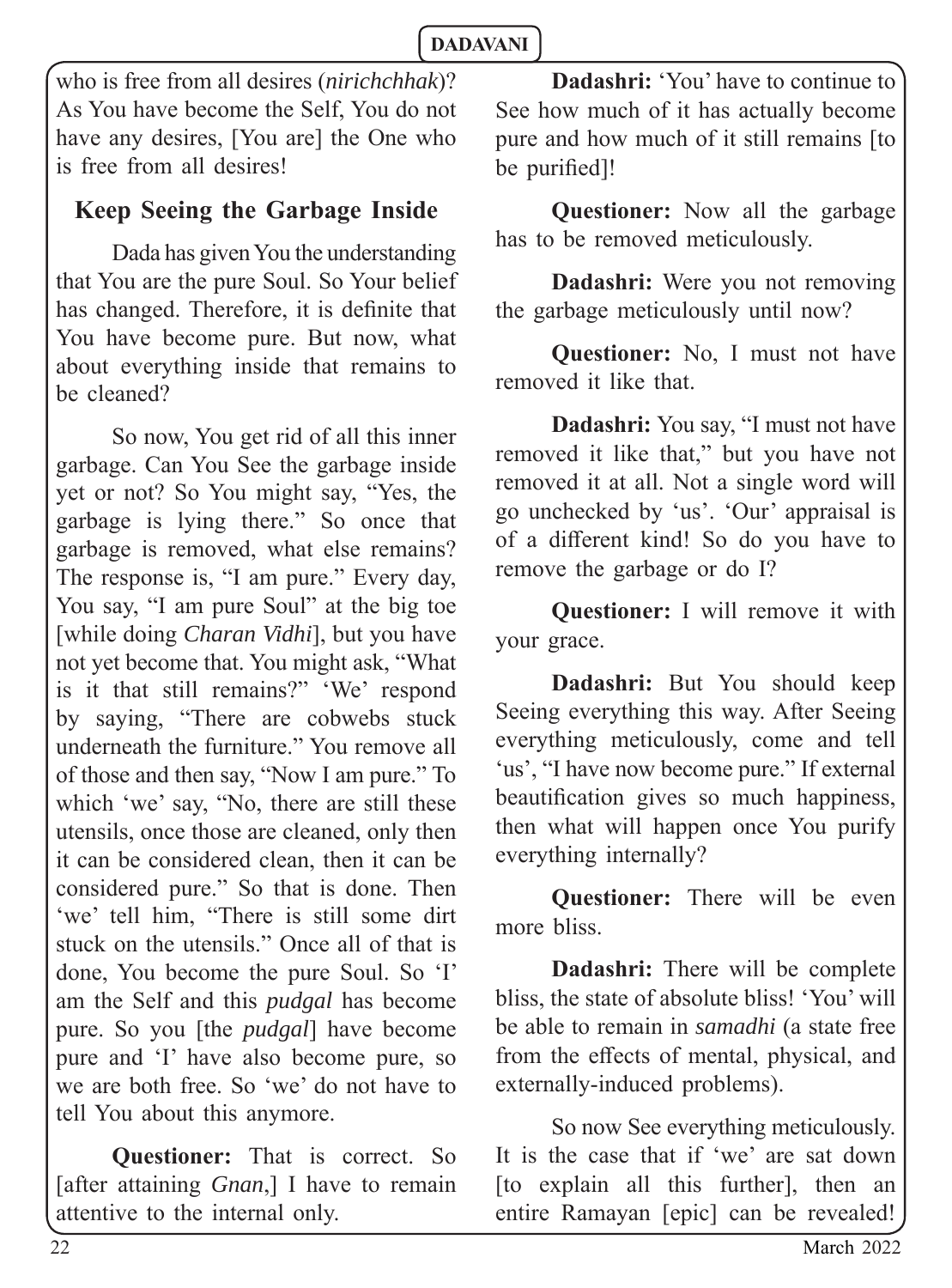who is free from all desires (*nirichchhak*)? As You have become the Self, You do not have any desires, [You are] the One who is free from all desires!

## Keep Seeing the Garbage Inside

Dada has given You the understanding that You are the pure Soul. So Your belief has changed. Therefore, it is definite that You have become pure. But now, what about everything inside that remains to be cleaned?

So now, You get rid of all this inner garbage. Can You See the garbage inside yet or not? So You might say, "Yes, the garbage is lying there." So once that garbage is removed, what else remains? The response is, "I am pure." Every day, You say, "I am pure Soul" at the big toe [while doing *Charan Vidhi*], but you have not yet become that. You might ask, "What is it that still remains?" 'We' respond by saying, "There are cobwebs stuck underneath the furniture." You remove all of those and then say, "Now I am pure." To which 'we' say, "No, there are still these utensils, once those are cleaned, only then it can be considered clean, then it can be considered pure." So that is done. Then 'we' tell him, "There is still some dirt stuck on the utensils." Once all of that is done, You become the pure Soul. So 'I' am the Self and this *pudgal* has become pure. So you [the *pudgal*] have become pure and 'I' have also become pure, so we are both free. So 'we' do not have to tell You about this anymore.

**Questioner:** That is correct. So [after attaining *Gnan*,] I have to remain attentive to the internal only.

**Dadashri:** 'You' have to continue to See how much of it has actually become pure and how much of it still remains [to be purified]!

**Questioner:** Now all the garbage has to be removed meticulously.

**Dadashri:** Were you not removing the garbage meticulously until now?

**Questioner:** No, I must not have removed it like that.

**Dadashri:** You say, "I must not have removed it like that," but you have not removed it at all. Not a single word will go unchecked by 'us'. 'Our' appraisal is of a different kind! So do you have to remove the garbage or do I?

**Questioner:** I will remove it with your grace.

**Dadashri:** But You should keep Seeing everything this way. After Seeing everything meticulously, come and tell 'us', "I have now become pure." If external beautification gives so much happiness, then what will happen once You purify everything internally?

**Questioner:** There will be even more bliss.

**Dadashri:** There will be complete bliss, the state of absolute bliss! 'You' will be able to remain in *samadhi* (a state free from the effects of mental, physical, and externally-induced problems).

So now See everything meticulously. It is the case that if 'we' are sat down [to explain all this further], then an entire Ramayan [epic] can be revealed!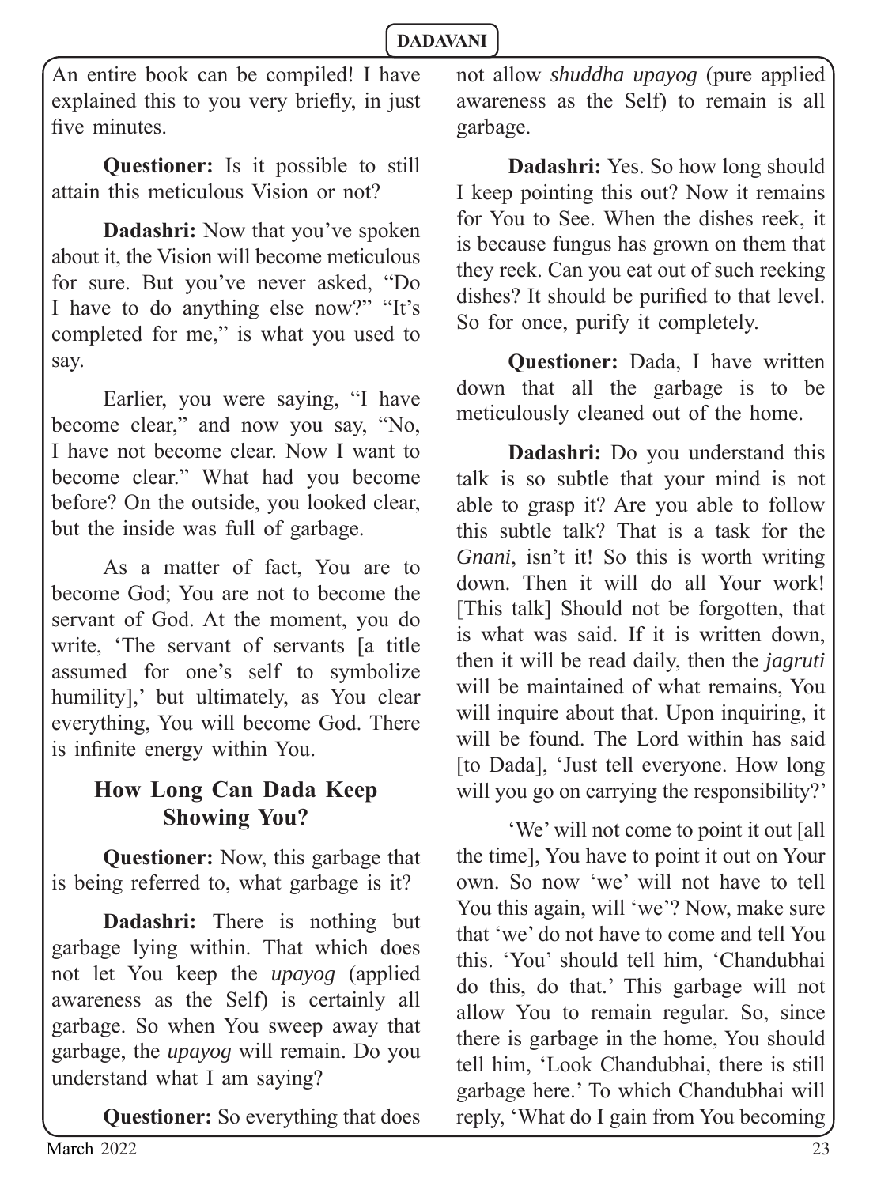An entire book can be compiled! I have explained this to you very briefly, in just five minutes.

**Questioner:** Is it possible to still attain this meticulous Vision or not?

**Dadashri:** Now that you've spoken about it, the Vision will become meticulous for sure. But you've never asked, "Do I have to do anything else now?" "It's completed for me," is what you used to say.

Earlier, you were saying, "I have become clear," and now you say, "No, I have not become clear. Now I want to become clear." What had you become before? On the outside, you looked clear, but the inside was full of garbage.

As a matter of fact, You are to become God; You are not to become the servant of God. At the moment, you do write, 'The servant of servants [a title assumed for one's self to symbolize humility],' but ultimately, as You clear everything, You will become God. There is infinite energy within You.

## How Long Can Dada Keep Showing You?

**Questioner:** Now, this garbage that is being referred to, what garbage is it?

**Dadashri:** There is nothing but garbage lying within. That which does not let You keep the *upayog* (applied awareness as the Self) is certainly all garbage. So when You sweep away that garbage, the *upayog* will remain. Do you understand what I am saying?

**Questioner:** So everything that does not allow *shuddha upayog* (pure applied awareness as the Self) to remain is all garbage.

**Dadashri:** Yes. So how long should I keep pointing this out? Now it remains for You to See. When the dishes reek, it is because fungus has grown on them that they reek. Can you eat out of such reeking dishes? It should be purified to that level. So for once, purify it completely.

**Questioner:** Dada, I have written down that all the garbage is to be meticulously cleaned out of the home.

**Dadashri:** Do you understand this talk is so subtle that your mind is not able to grasp it? Are you able to follow this subtle talk? That is a task for the *Gnani*, isn't it! So this is worth writing down. Then it will do all Your work! [This talk] Should not be forgotten, that is what was said. If it is written down, then it will be read daily, then the *jagruti* will be maintained of what remains, You will inquire about that. Upon inquiring, it will be found. The Lord within has said [to Dada], 'Just tell everyone. How long will you go on carrying the responsibility?'

'We' will not come to point it out [all the time], You have to point it out on Your own. So now 'we' will not have to tell You this again, will 'we'? Now, make sure that 'we' do not have to come and tell You this. 'You' should tell him, 'Chandubhai do this, do that.' This garbage will not allow You to remain regular. So, since there is garbage in the home, You should tell him, 'Look Chandubhai, there is still garbage here.' To which Chandubhai will reply, 'What do I gain from You becoming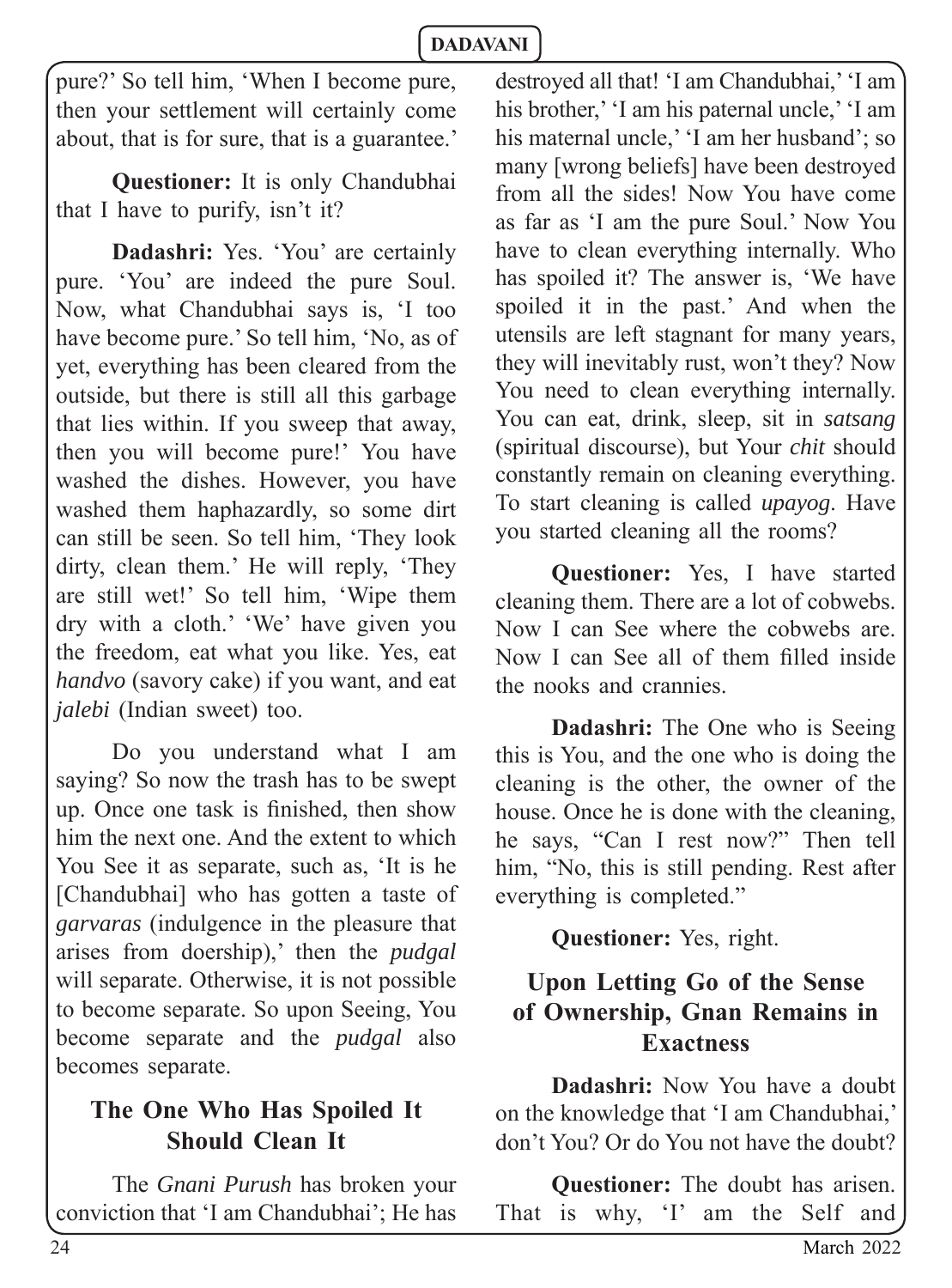pure?' So tell him, 'When I become pure, then your settlement will certainly come about, that is for sure, that is a guarantee.'

**Questioner:** It is only Chandubhai that I have to purify, isn't it?

**Dadashri:** Yes. 'You' are certainly pure. 'You' are indeed the pure Soul. Now, what Chandubhai says is, 'I too have become pure.' So tell him, 'No, as of yet, everything has been cleared from the outside, but there is still all this garbage that lies within. If you sweep that away, then you will become pure!' You have washed the dishes. However, you have washed them haphazardly, so some dirt can still be seen. So tell him, 'They look dirty, clean them.' He will reply, 'They are still wet!' So tell him, 'Wipe them dry with a cloth.' 'We' have given you the freedom, eat what you like. Yes, eat *handvo* (savory cake) if you want, and eat *jalebi* (Indian sweet) too.

Do you understand what I am saying? So now the trash has to be swept up. Once one task is finished, then show him the next one. And the extent to which You See it as separate, such as, 'It is he [Chandubhai] who has gotten a taste of *garvaras* (indulgence in the pleasure that arises from doership),' then the *pudgal* will separate. Otherwise, it is not possible to become separate. So upon Seeing, You become separate and the *pudgal* also becomes separate.

## The One Who Has Spoiled It Should Clean It

The *Gnani Purush* has broken your conviction that 'I am Chandubhai'; He has destroyed all that! 'I am Chandubhai,' 'I am his brother,' 'I am his paternal uncle,' 'I am his maternal uncle,' 'I am her husband'; so many [wrong beliefs] have been destroyed from all the sides! Now You have come as far as 'I am the pure Soul.' Now You have to clean everything internally. Who has spoiled it? The answer is, 'We have spoiled it in the past.' And when the utensils are left stagnant for many years, they will inevitably rust, won't they? Now You need to clean everything internally. You can eat, drink, sleep, sit in *satsang* (spiritual discourse), but Your *chit* should constantly remain on cleaning everything. To start cleaning is called *upayog*. Have you started cleaning all the rooms?

**Questioner:** Yes, I have started cleaning them. There are a lot of cobwebs. Now I can See where the cobwebs are. Now I can See all of them filled inside the nooks and crannies.

**Dadashri:** The One who is Seeing this is You, and the one who is doing the cleaning is the other, the owner of the house. Once he is done with the cleaning, he says, "Can I rest now?" Then tell him, "No, this is still pending. Rest after everything is completed."

**Questioner:** Yes, right.

## Upon Letting Go of the Sense of Ownership, Gnan Remains in Exactness

**Dadashri:** Now You have a doubt on the knowledge that 'I am Chandubhai,' don't You? Or do You not have the doubt?

**Questioner:** The doubt has arisen. That is why, 'I' am the Self and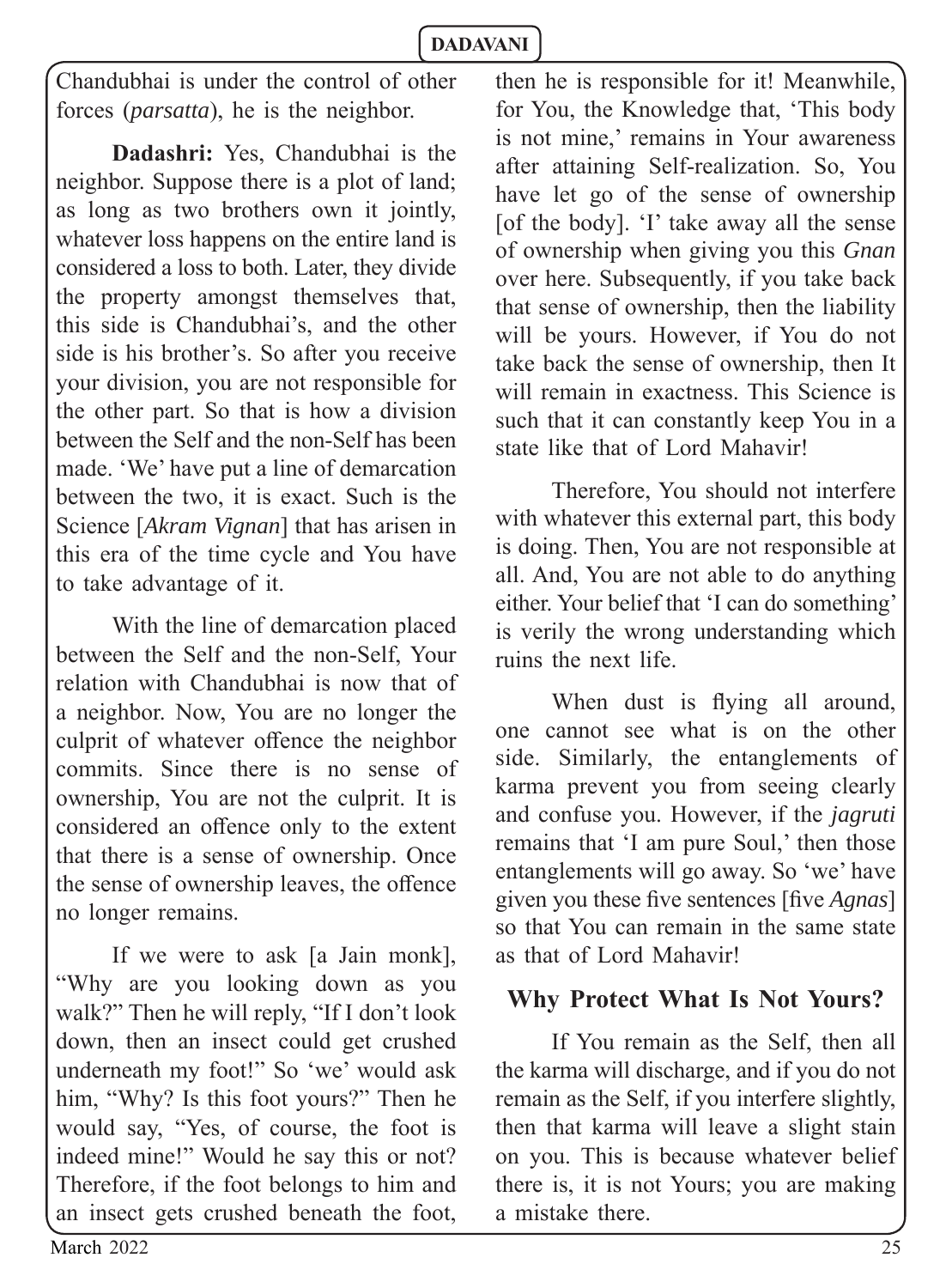Chandubhai is under the control of other forces (*parsatta*), he is the neighbor.

**Dadashri:** Yes, Chandubhai is the neighbor. Suppose there is a plot of land; as long as two brothers own it jointly, whatever loss happens on the entire land is considered a loss to both. Later, they divide the property amongst themselves that, this side is Chandubhai's, and the other side is his brother's. So after you receive your division, you are not responsible for the other part. So that is how a division between the Self and the non-Self has been made. 'We' have put a line of demarcation between the two, it is exact. Such is the Science [*Akram Vignan*] that has arisen in this era of the time cycle and You have to take advantage of it.

With the line of demarcation placed between the Self and the non-Self, Your relation with Chandubhai is now that of a neighbor. Now, You are no longer the culprit of whatever offence the neighbor commits. Since there is no sense of ownership, You are not the culprit. It is considered an offence only to the extent that there is a sense of ownership. Once the sense of ownership leaves, the offence no longer remains.

If we were to ask [a Jain monk], "Why are you looking down as you walk?" Then he will reply, "If I don't look down, then an insect could get crushed underneath my foot!" So 'we' would ask him, "Why? Is this foot yours?" Then he would say, "Yes, of course, the foot is indeed mine!" Would he say this or not? Therefore, if the foot belongs to him and an insect gets crushed beneath the foot, then he is responsible for it! Meanwhile, for You, the Knowledge that, 'This body is not mine,' remains in Your awareness after attaining Self-realization. So, You have let go of the sense of ownership [of the body]. 'I' take away all the sense of ownership when giving you this *Gnan* over here. Subsequently, if you take back that sense of ownership, then the liability will be yours. However, if You do not take back the sense of ownership, then It will remain in exactness. This Science is such that it can constantly keep You in a state like that of Lord Mahavir!

Therefore, You should not interfere with whatever this external part, this body is doing. Then, You are not responsible at all. And, You are not able to do anything either. Your belief that 'I can do something' is verily the wrong understanding which ruins the next life.

When dust is flying all around, one cannot see what is on the other side. Similarly, the entanglements of karma prevent you from seeing clearly and confuse you. However, if the *jagruti* remains that 'I am pure Soul,' then those entanglements will go away. So 'we' have given you these five sentences [five *Agnas*] so that You can remain in the same state as that of Lord Mahavir!

## Why Protect What Is Not Yours?

If You remain as the Self, then all the karma will discharge, and if you do not remain as the Self, if you interfere slightly, then that karma will leave a slight stain on you. This is because whatever belief there is, it is not Yours; you are making a mistake there.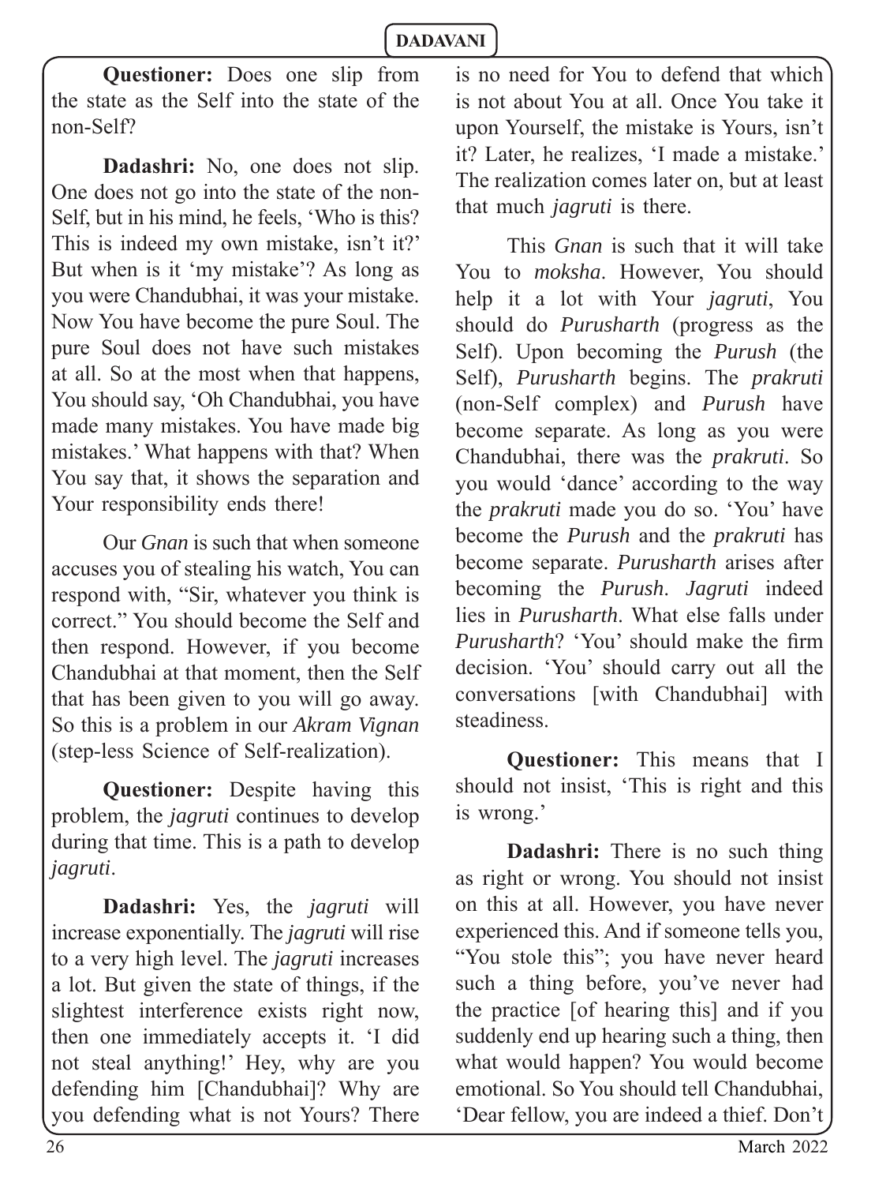**Questioner:** Does one slip from the state as the Self into the state of the non-Self?

**Dadashri:** No, one does not slip. One does not go into the state of the non-Self, but in his mind, he feels, 'Who is this? This is indeed my own mistake, isn't it?' But when is it 'my mistake'? As long as you were Chandubhai, it was your mistake. Now You have become the pure Soul. The pure Soul does not have such mistakes at all. So at the most when that happens, You should say, 'Oh Chandubhai, you have made many mistakes. You have made big mistakes.' What happens with that? When You say that, it shows the separation and Your responsibility ends there!

Our *Gnan* is such that when someone accuses you of stealing his watch, You can respond with, "Sir, whatever you think is correct." You should become the Self and then respond. However, if you become Chandubhai at that moment, then the Self that has been given to you will go away. So this is a problem in our *Akram Vignan* (step-less Science of Self-realization).

**Questioner:** Despite having this problem, the *jagruti* continues to develop during that time. This is a path to develop *jagruti*.

**Dadashri:** Yes, the *jagruti* will increase exponentially. The *jagruti* will rise to a very high level. The *jagruti* increases a lot. But given the state of things, if the slightest interference exists right now, then one immediately accepts it. 'I did not steal anything!' Hey, why are you defending him [Chandubhai]? Why are you defending what is not Yours? There is no need for You to defend that which is not about You at all. Once You take it upon Yourself, the mistake is Yours, isn't it? Later, he realizes, 'I made a mistake.' The realization comes later on, but at least that much *jagruti* is there.

This *Gnan* is such that it will take You to *moksha*. However, You should help it a lot with Your *jagruti*, You should do *Purusharth* (progress as the Self). Upon becoming the *Purush* (the Self), *Purusharth* begins. The *prakruti* (non-Self complex) and *Purush* have become separate. As long as you were Chandubhai, there was the *prakruti*. So you would 'dance' according to the way the *prakruti* made you do so. 'You' have become the *Purush* and the *prakruti* has become separate. *Purusharth* arises after becoming the *Purush*. *Jagruti* indeed lies in *Purusharth*. What else falls under *Purusharth*? 'You' should make the firm decision. 'You' should carry out all the conversations [with Chandubhai] with steadiness.

**Questioner:** This means that I should not insist, 'This is right and this is wrong.'

**Dadashri:** There is no such thing as right or wrong. You should not insist on this at all. However, you have never experienced this. And if someone tells you, "You stole this"; you have never heard such a thing before, you've never had the practice [of hearing this] and if you suddenly end up hearing such a thing, then what would happen? You would become emotional. So You should tell Chandubhai, 'Dear fellow, you are indeed a thief. Don't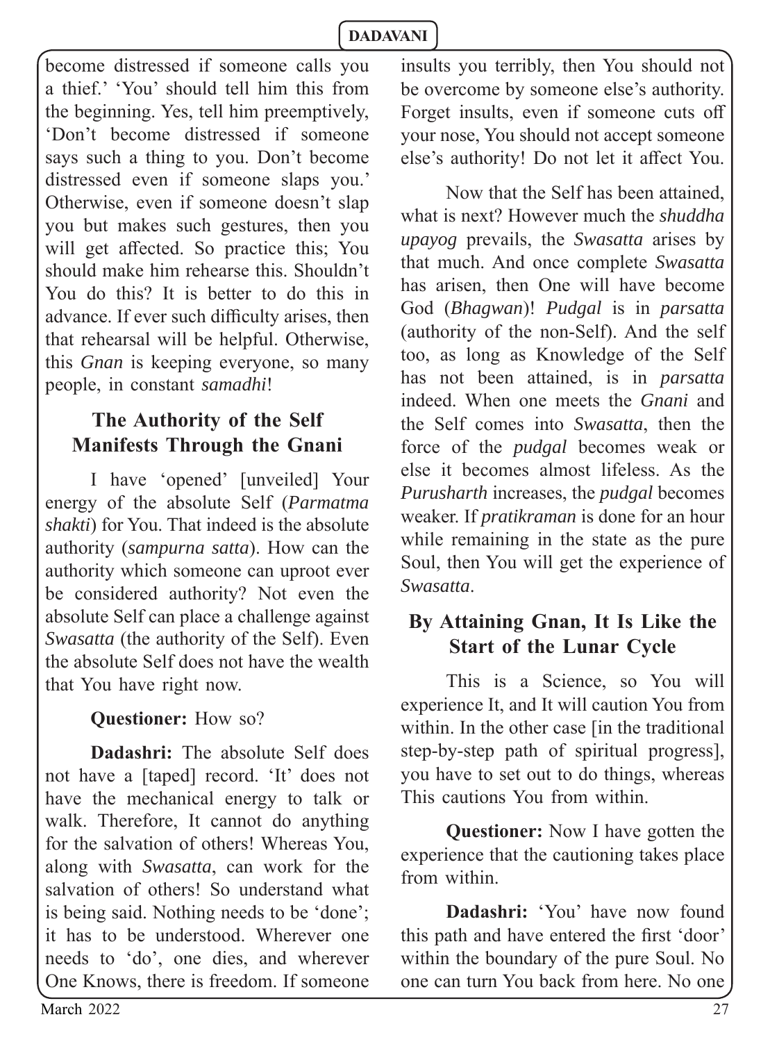become distressed if someone calls you a thief.' 'You' should tell him this from the beginning. Yes, tell him preemptively, 'Don't become distressed if someone says such a thing to you. Don't become distressed even if someone slaps you.' Otherwise, even if someone doesn't slap you but makes such gestures, then you will get affected. So practice this; You should make him rehearse this. Shouldn't You do this? It is better to do this in advance. If ever such difficulty arises, then that rehearsal will be helpful. Otherwise, this *Gnan* is keeping everyone, so many people, in constant *samadhi*!

## The Authority of the Self Manifests Through the Gnani

I have 'opened' [unveiled] Your energy of the absolute Self (*Parmatma shakti*) for You. That indeed is the absolute authority (*sampurna satta*). How can the authority which someone can uproot ever be considered authority? Not even the absolute Self can place a challenge against *Swasatta* (the authority of the Self). Even the absolute Self does not have the wealth that You have right now.

**Questioner:** How so?

**Dadashri:** The absolute Self does not have a [taped] record. 'It' does not have the mechanical energy to talk or walk. Therefore, It cannot do anything for the salvation of others! Whereas You, along with *Swasatta*, can work for the salvation of others! So understand what is being said. Nothing needs to be 'done'; it has to be understood. Wherever one needs to 'do', one dies, and wherever One Knows, there is freedom. If someone insults you terribly, then You should not be overcome by someone else's authority. Forget insults, even if someone cuts off your nose, You should not accept someone else's authority! Do not let it affect You.

Now that the Self has been attained, what is next? However much the *shuddha upayog* prevails, the *Swasatta* arises by that much. And once complete *Swasatta* has arisen, then One will have become God (*Bhagwan*)! *Pudgal* is in *parsatta* (authority of the non-Self). And the self too, as long as Knowledge of the Self has not been attained, is in *parsatta* indeed. When one meets the *Gnani* and the Self comes into *Swasatta*, then the force of the *pudgal* becomes weak or else it becomes almost lifeless. As the *Purusharth* increases, the *pudgal* becomes weaker. If *pratikraman* is done for an hour while remaining in the state as the pure Soul, then You will get the experience of *Swasatta*.

## By Attaining Gnan, It Is Like the Start of the Lunar Cycle

This is a Science, so You will experience It, and It will caution You from within. In the other case [in the traditional step-by-step path of spiritual progress], you have to set out to do things, whereas This cautions You from within.

**Questioner:** Now I have gotten the experience that the cautioning takes place from within.

**Dadashri:** 'You' have now found this path and have entered the first 'door' within the boundary of the pure Soul. No one can turn You back from here. No one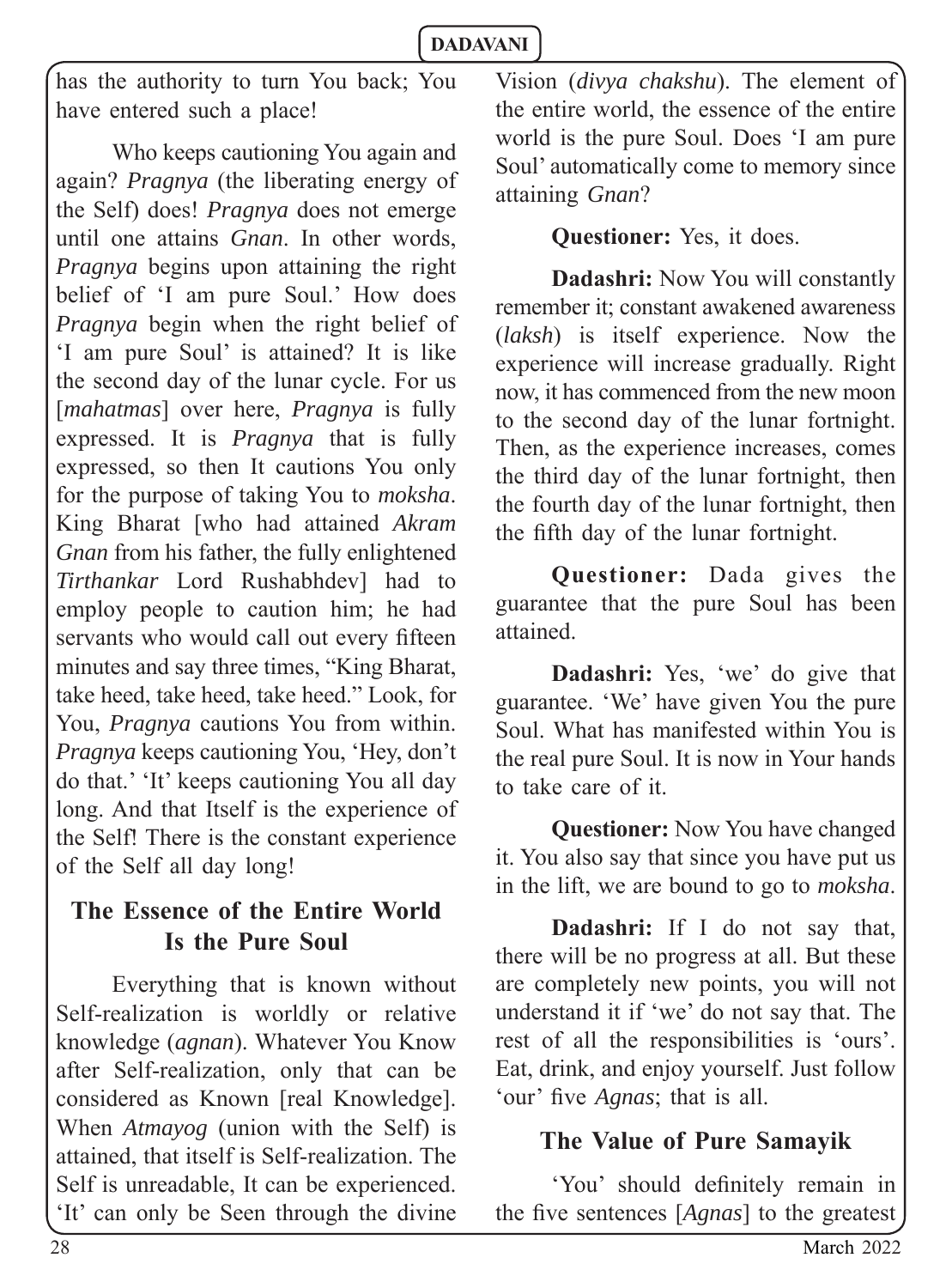has the authority to turn You back; You have entered such a place!

Who keeps cautioning You again and again? *Pragnya* (the liberating energy of the Self) does! *Pragnya* does not emerge until one attains *Gnan*. In other words, *Pragnya* begins upon attaining the right belief of 'I am pure Soul.' How does *Pragnya* begin when the right belief of 'I am pure Soul' is attained? It is like the second day of the lunar cycle. For us [*mahatmas*] over here, *Pragnya* is fully expressed. It is *Pragnya* that is fully expressed, so then It cautions You only for the purpose of taking You to *moksha*. King Bharat [who had attained *Akram Gnan* from his father, the fully enlightened *Tirthankar* Lord Rushabhdev] had to employ people to caution him; he had servants who would call out every fifteen minutes and say three times, "King Bharat, take heed, take heed, take heed." Look, for You, *Pragnya* cautions You from within. *Pragnya* keeps cautioning You, 'Hey, don't do that.' 'It' keeps cautioning You all day long. And that Itself is the experience of the Self! There is the constant experience of the Self all day long!

## The Essence of the Entire World Is the Pure Soul

Everything that is known without Self-realization is worldly or relative knowledge (*agnan*). Whatever You Know after Self-realization, only that can be considered as Known [real Knowledge]. When *Atmayog* (union with the Self) is attained, that itself is Self-realization. The Self is unreadable, It can be experienced. 'It' can only be Seen through the divine Vision (*divya chakshu*). The element of the entire world, the essence of the entire world is the pure Soul. Does 'I am pure Soul' automatically come to memory since attaining *Gnan*?

**Questioner:** Yes, it does.

**Dadashri:** Now You will constantly remember it; constant awakened awareness (*laksh*) is itself experience. Now the experience will increase gradually. Right now, it has commenced from the new moon to the second day of the lunar fortnight. Then, as the experience increases, comes the third day of the lunar fortnight, then the fourth day of the lunar fortnight, then the fifth day of the lunar fortnight.

**Questioner:** Dada gives the guarantee that the pure Soul has been attained.

**Dadashri:** Yes, 'we' do give that guarantee. 'We' have given You the pure Soul. What has manifested within You is the real pure Soul. It is now in Your hands to take care of it.

**Questioner:** Now You have changed it. You also say that since you have put us in the lift, we are bound to go to *moksha*.

**Dadashri:** If I do not say that, there will be no progress at all. But these are completely new points, you will not understand it if 'we' do not say that. The rest of all the responsibilities is 'ours'. Eat, drink, and enjoy yourself. Just follow 'our' five *Agnas*; that is all.

## The Value of Pure Samayik

'You' should definitely remain in the five sentences [*Agnas*] to the greatest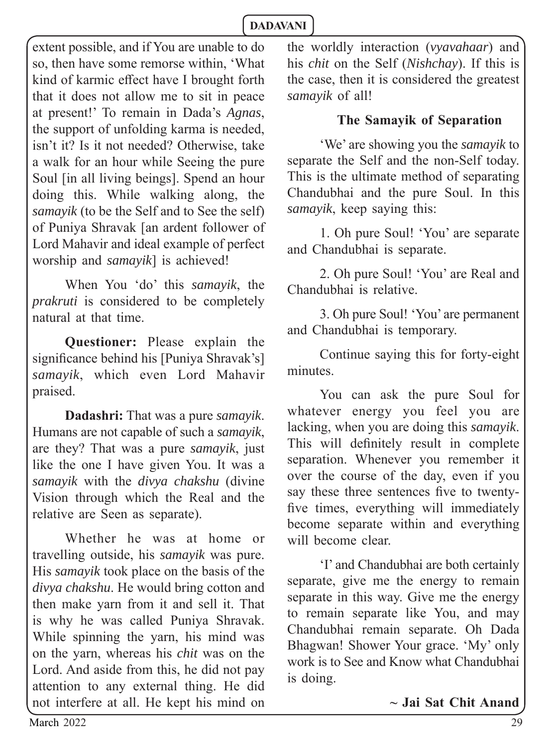extent possible, and if You are unable to do so, then have some remorse within, 'What kind of karmic effect have I brought forth that it does not allow me to sit in peace at present!' To remain in Dada's *Agnas*, the support of unfolding karma is needed, isn't it? Is it not needed? Otherwise, take a walk for an hour while Seeing the pure Soul [in all living beings]. Spend an hour doing this. While walking along, the *samayik* (to be the Self and to See the self) of Puniya Shravak [an ardent follower of Lord Mahavir and ideal example of perfect worship and *samayik*] is achieved!

When You 'do' this *samayik*, the *prakruti* is considered to be completely natural at that time.

**Questioner:** Please explain the significance behind his [Puniya Shravak's] *samayik*, which even Lord Mahavir praised.

**Dadashri:** That was a pure *samayik*. Humans are not capable of such a *samayik*, are they? That was a pure *samayik*, just like the one I have given You. It was a *samayik* with the *divya chakshu* (divine Vision through which the Real and the relative are Seen as separate).

Whether he was at home or travelling outside, his *samayik* was pure. His *samayik* took place on the basis of the *divya chakshu*. He would bring cotton and then make yarn from it and sell it. That is why he was called Puniya Shravak. While spinning the yarn, his mind was on the yarn, whereas his *chit* was on the Lord. And aside from this, he did not pay attention to any external thing. He did not interfere at all. He kept his mind on the worldly interaction (*vyavahaar*) and his *chit* on the Self (*Nishchay*). If this is the case, then it is considered the greatest *samayik* of all!

### The Samayik of Separation

'We' are showing you the *samayik* to separate the Self and the non-Self today. This is the ultimate method of separating Chandubhai and the pure Soul. In this *samayik*, keep saying this:

1. Oh pure Soul! 'You' are separate and Chandubhai is separate.

2. Oh pure Soul! 'You' are Real and Chandubhai is relative.

3. Oh pure Soul! 'You' are permanent and Chandubhai is temporary.

Continue saying this for forty-eight minutes.

You can ask the pure Soul for whatever energy you feel you are lacking, when you are doing this *samayik*. This will definitely result in complete separation. Whenever you remember it over the course of the day, even if you say these three sentences five to twenty-five times, everything will immediately become separate within and everything will become clear.

'I' and Chandubhai are both certainly separate, give me the energy to remain separate in this way. Give me the energy to remain separate like You, and may Chandubhai remain separate. Oh Dada Bhagwan! Shower Your grace. 'My' only work is to See and Know what Chandubhai is doing.

**~ Jai Sat Chit Anand**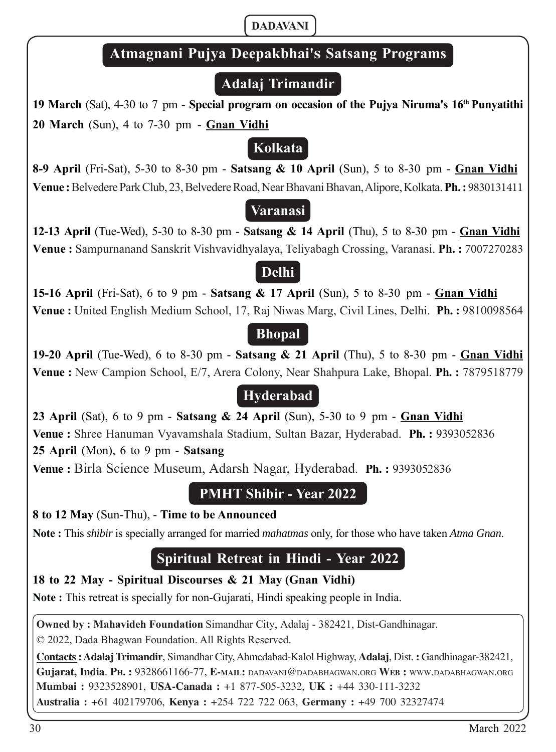# Atmagnani Pujya Deepakbhai's Satsang Programs

## Adalaj Trimandir

**19 March** (Sat), 4-30 to 7 pm - **Special program on occasion of the Pujya Niruma's 16th Punyatithi**

**20 March** (Sun), 4 to 7-30 pm - **Gnan Vidhi**

## Kolkata

**8-9 April** (Fri-Sat), 5-30 to 8-30 pm - **Satsang & 10 April** (Sun), 5 to 8-30 pm - **Gnan Vidhi**

**Venue :** Belvedere Park Club, 23, Belvedere Road, Near Bhavani Bhavan, Alipore, Kolkata. **Ph. :** 9830131411

## Varanasi

**12-13 April** (Tue-Wed), 5-30 to 8-30 pm - **Satsang & 14 April** (Thu), 5 to 8-30 pm - **Gnan Vidhi**

**Venue :** Sampurnanand Sanskrit Vishvavidhyalaya, Teliyabagh Crossing, Varanasi. **Ph. :** 7007270283

## Delhi

**15-16 April** (Fri-Sat), 6 to 9 pm - **Satsang & 17 April** (Sun), 5 to 8-30 pm - **Gnan Vidhi**

**Venue :** United English Medium School, 17, Raj Niwas Marg, Civil Lines, Delhi. **Ph. :** 9810098564

## Bhopal

**19-20 April** (Tue-Wed), 6 to 8-30 pm - **Satsang & 21 April** (Thu), 5 to 8-30 pm - **Gnan Vidhi**

**Venue :** New Campion School, E/7, Arera Colony, Near Shahpura Lake, Bhopal. **Ph. :** 7879518779

## Hyderabad

**23 April** (Sat), 6 to 9 pm - **Satsang & 24 April** (Sun), 5-30 to 9 pm - **Gnan Vidhi**

**Venue :** Shree Hanuman Vyavamshala Stadium, Sultan Bazar, Hyderabad. **Ph. :** 9393052836

**25 April** (Mon), 6 to 9 pm - **Satsang**

**Venue :** Birla Science Museum, Adarsh Nagar, Hyderabad. **Ph. :** 9393052836

## PMHT Shibir - Year 2022

**8 to 12 May** (Sun-Thu), - **Time to be Announced**

**Note :** This *shibir* is specially arranged for married *mahatmas* only, for those who have taken *Atma Gnan*.

## Spiritual Retreat in Hindi - Year 2022

**18 to 22 May - Spiritual Discourses & 21 May (Gnan Vidhi)**

**Note :** This retreat is specially for non-Gujarati, Hindi speaking people in India.

---

**Owned by : Mahavideh Foundation** Simandhar City, Adalaj - 382421, Dist-Gandhinagar.

© 2022, Dada Bhagwan Foundation. All Rights Reserved.

**Contacts : Adalaj Trimandir**, Simandhar City, Ahmedabad-Kalol Highway, **Adalaj**, Dist. **:** Gandhinagar-382421, **Gujarat, India**. **Ph. :** 9328661166-77, **E-mail:** dadavani@dadabhagwan.org **Web :** www.dadabhagwan.org

**Mumbai :** 9323528901, **USA-Canada :** +1 877-505-3232, **UK :** +44 330-111-3232

**Australia :** +61 402179706, **Kenya :** +254 722 722 063, **Germany :** +49 700 32327474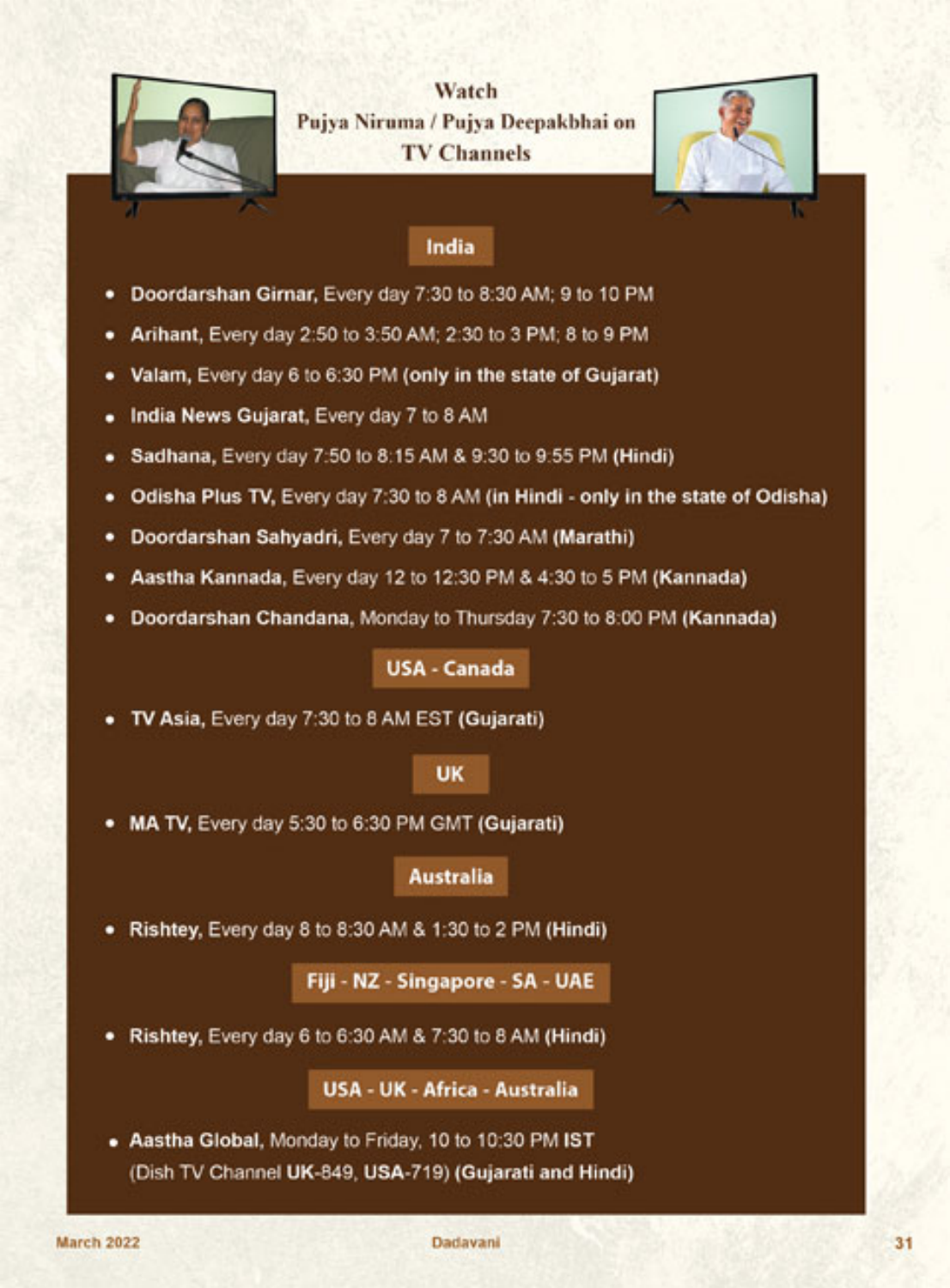# Watch Pujya Niruma / Pujya Deepakbhai on TV Channels

## India

- **Doordarshan Girnar,** Every day 7:30 to 8:30 AM; 9 to 10 PM
- **Arihant,** Every day 2:50 to 3:50 AM; 2:30 to 3 PM; 8 to 9 PM
- **Valam,** Every day 6 to 6:30 PM **(only in the state of Gujarat)**
- **India News Gujarat,** Every day 7 to 8 AM
- **Sadhana,** Every day 7:50 to 8:15 AM & 9:30 to 9:55 PM **(Hindi)**
- **Odisha Plus TV,** Every day 7:30 to 8 AM **(in Hindi - only in the state of Odisha)**
- **Doordarshan Sahyadri,** Every day 7 to 7:30 AM **(Marathi)**
- **Aastha Kannada,** Every day 12 to 12:30 PM & 4:30 to 5 PM **(Kannada)**
- **Doordarshan Chandana,** Monday to Thursday 7:30 to 8:00 PM **(Kannada)**

## USA - Canada

- **TV Asia,** Every day 7:30 to 8 AM EST **(Gujarati)**

## UK

- **MA TV,** Every day 5:30 to 6:30 PM GMT **(Gujarati)**

## Australia

- **Rishtey,** Every day 8 to 8:30 AM & 1:30 to 2 PM **(Hindi)**

## Fiji - NZ - Singapore - SA - UAE

- **Rishtey,** Every day 6 to 6:30 AM & 7:30 to 8 AM **(Hindi)**

## USA - UK - Africa - Australia

- **Aastha Global,** Monday to Friday, 10 to 10:30 PM **IST** (Dish TV Channel **UK**-849, **USA**-719) **(Gujarati and Hindi)**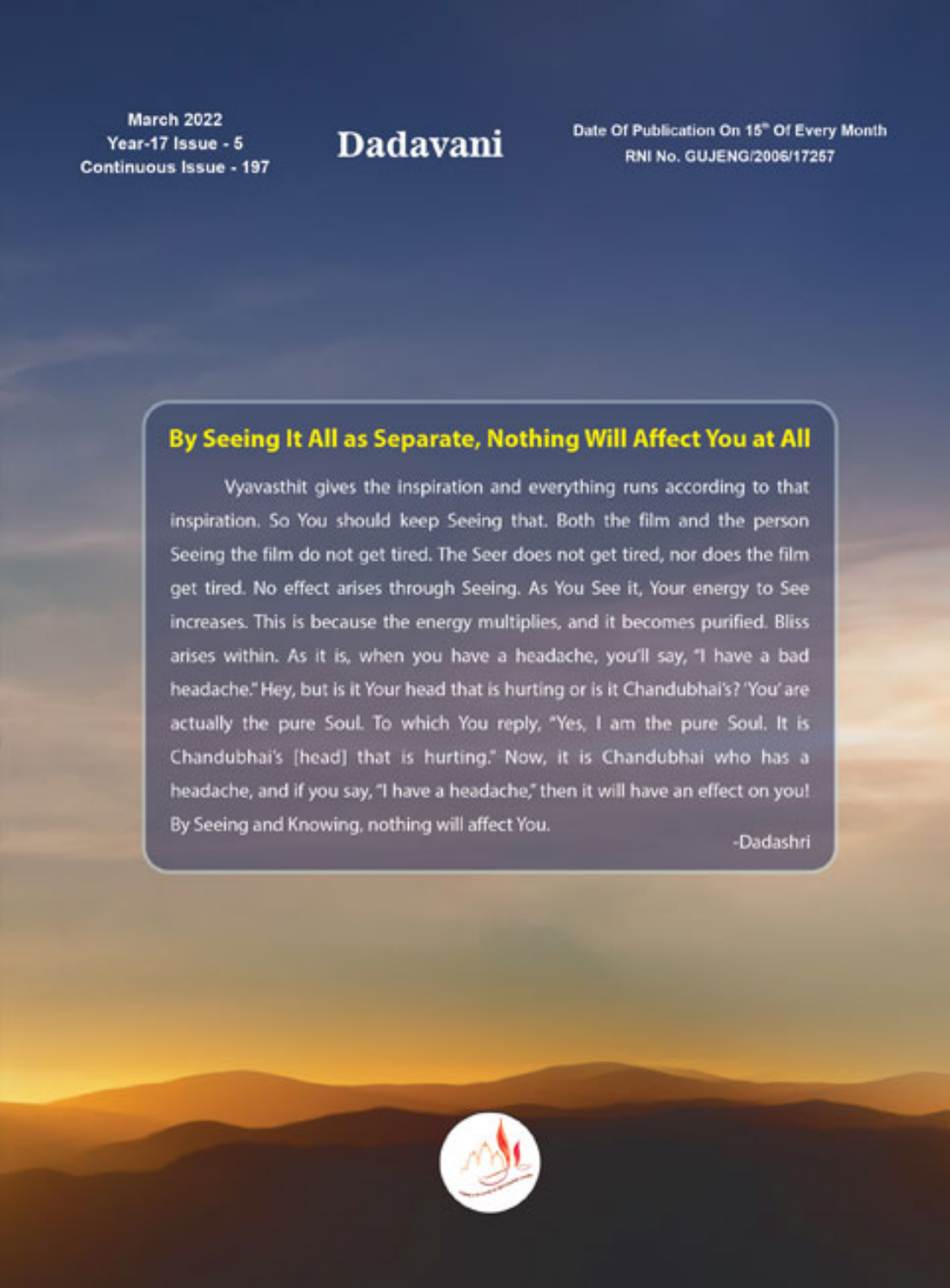March 2022
Year-17 Issue - 5
Continuous Issue - 197

# Dadavani

Date Of Publication On 15th Of Every Month
RNI No. GUJENG/2006/17257

## By Seeing It All as Separate, Nothing Will Affect You at All

Vyavasthit gives the inspiration and everything runs according to that inspiration. So You should keep Seeing that. Both the film and the person Seeing the film do not get tired. The Seer does not get tired, nor does the film get tired. No effect arises through Seeing. As You See it, Your energy to See increases. This is because the energy multiplies, and it becomes purified. Bliss arises within. As it is, when you have a headache, you'll say, "I have a bad headache." Hey, but is it Your head that is hurting or is it Chandubhai's? 'You' are actually the pure Soul. To which You reply, "Yes, I am the pure Soul. It is Chandubhai's [head] that is hurting." Now, it is Chandubhai who has a headache, and if you say, "I have a headache," then it will have an effect on you! By Seeing and Knowing, nothing will affect You.

-Dadashri